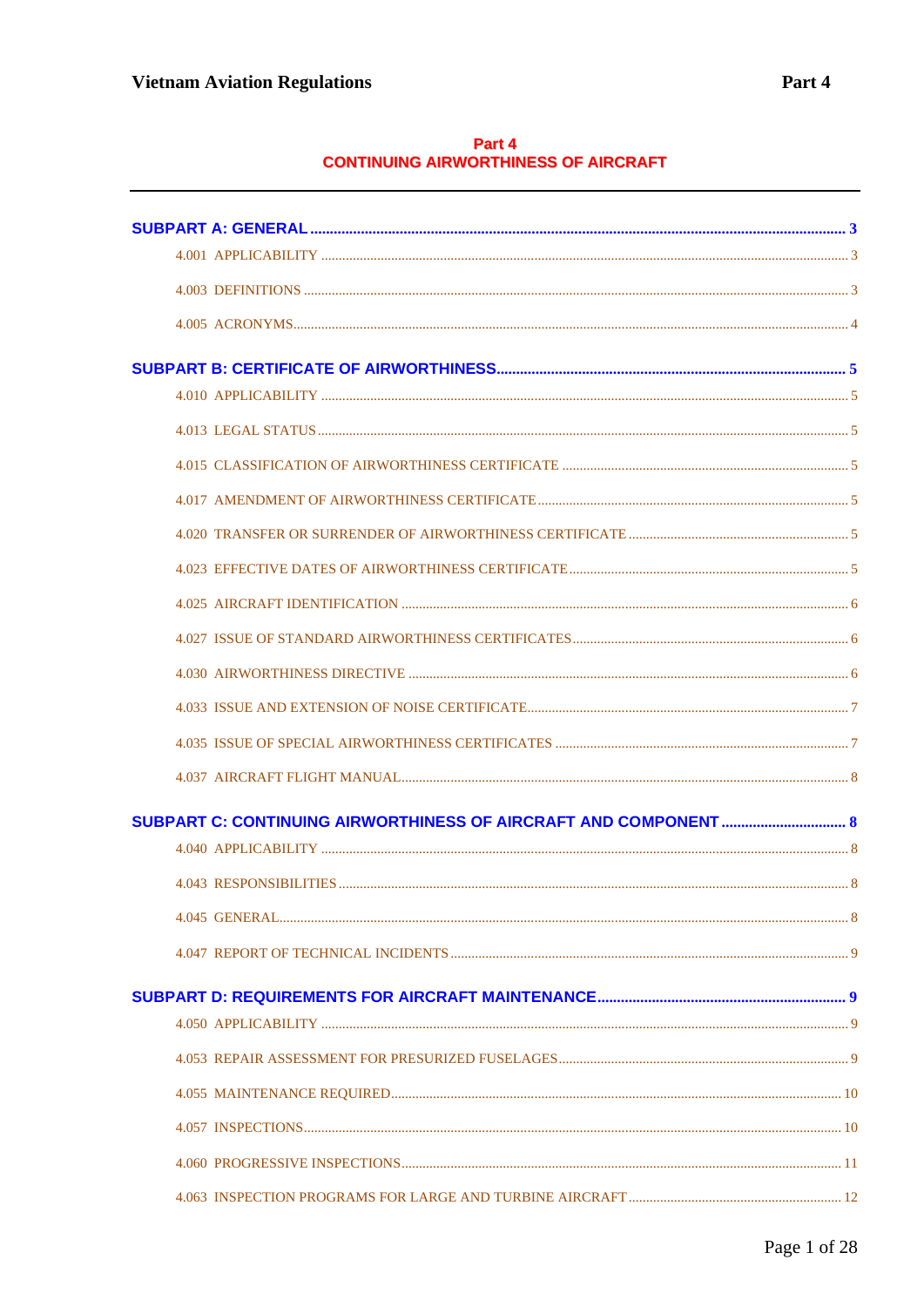# Part 4
# CONTINUING AIRWORTHINESS OF AIRCRAFT

**SUBPART A: GENERAL** ..... 3

- 4.001 APPLICABILITY ..... 3
- 4.003 DEFINITIONS ..... 3
- 4.005 ACRONYMS ..... 4

**SUBPART B: CERTIFICATE OF AIRWORTHINESS** ..... 5

- 4.010 APPLICABILITY ..... 5
- 4.013 LEGAL STATUS ..... 5
- 4.015 CLASSIFICATION OF AIRWORTHINESS CERTIFICATE ..... 5
- 4.017 AMENDMENT OF AIRWORTHINESS CERTIFICATE ..... 5
- 4.020 TRANSFER OR SURRENDER OF AIRWORTHINESS CERTIFICATE ..... 5
- 4.023 EFFECTIVE DATES OF AIRWORTHINESS CERTIFICATE ..... 5
- 4.025 AIRCRAFT IDENTIFICATION ..... 6
- 4.027 ISSUE OF STANDARD AIRWORTHINESS CERTIFICATES ..... 6
- 4.030 AIRWORTHINESS DIRECTIVE ..... 6
- 4.033 ISSUE AND EXTENSION OF NOISE CERTIFICATE ..... 7
- 4.035 ISSUE OF SPECIAL AIRWORTHINESS CERTIFICATES ..... 7
- 4.037 AIRCRAFT FLIGHT MANUAL ..... 8

**SUBPART C: CONTINUING AIRWORTHINESS OF AIRCRAFT AND COMPONENT** ..... 8

- 4.040 APPLICABILITY ..... 8
- 4.043 RESPONSIBILITIES ..... 8
- 4.045 GENERAL ..... 8
- 4.047 REPORT OF TECHNICAL INCIDENTS ..... 9

**SUBPART D: REQUIREMENTS FOR AIRCRAFT MAINTENANCE** ..... 9

- 4.050 APPLICABILITY ..... 9
- 4.053 REPAIR ASSESSMENT FOR PRESURIZED FUSELAGES ..... 9
- 4.055 MAINTENANCE REQUIRED ..... 10
- 4.057 INSPECTIONS ..... 10
- 4.060 PROGRESSIVE INSPECTIONS ..... 11
- 4.063 INSPECTION PROGRAMS FOR LARGE AND TURBINE AIRCRAFT ..... 12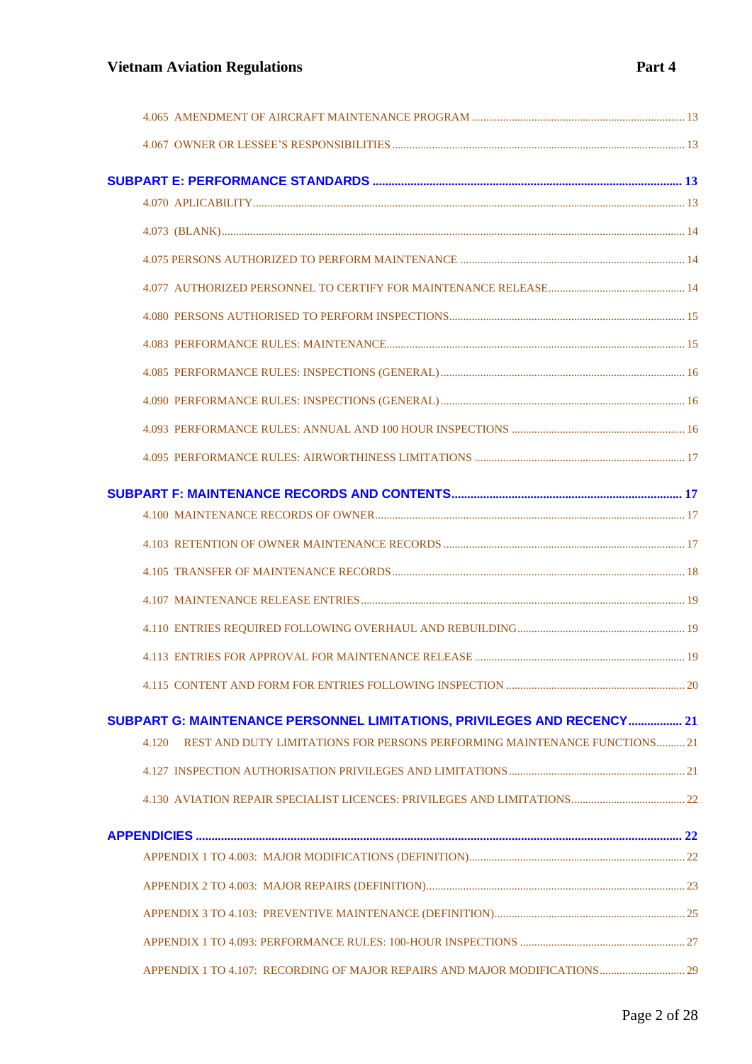4.065 AMENDMENT OF AIRCRAFT MAINTENANCE PROGRAM ..... 13

4.067 OWNER OR LESSEE'S RESPONSIBILITIES ..... 13

**SUBPART E: PERFORMANCE STANDARDS ..... 13**

4.070 APLICABILITY ..... 13

4.073 (BLANK) ..... 14

4.075 PERSONS AUTHORIZED TO PERFORM MAINTENANCE ..... 14

4.077 AUTHORIZED PERSONNEL TO CERTIFY FOR MAINTENANCE RELEASE ..... 14

4.080 PERSONS AUTHORISED TO PERFORM INSPECTIONS ..... 15

4.083 PERFORMANCE RULES: MAINTENANCE ..... 15

4.085 PERFORMANCE RULES: INSPECTIONS (GENERAL) ..... 16

4.090 PERFORMANCE RULES: INSPECTIONS (GENERAL) ..... 16

4.093 PERFORMANCE RULES: ANNUAL AND 100 HOUR INSPECTIONS ..... 16

4.095 PERFORMANCE RULES: AIRWORTHINESS LIMITATIONS ..... 17

**SUBPART F: MAINTENANCE RECORDS AND CONTENTS ..... 17**

4.100 MAINTENANCE RECORDS OF OWNER ..... 17

4.103 RETENTION OF OWNER MAINTENANCE RECORDS ..... 17

4.105 TRANSFER OF MAINTENANCE RECORDS ..... 18

4.107 MAINTENANCE RELEASE ENTRIES ..... 19

4.110 ENTRIES REQUIRED FOLLOWING OVERHAUL AND REBUILDING ..... 19

4.113 ENTRIES FOR APPROVAL FOR MAINTENANCE RELEASE ..... 19

4.115 CONTENT AND FORM FOR ENTRIES FOLLOWING INSPECTION ..... 20

**SUBPART G: MAINTENANCE PERSONNEL LIMITATIONS, PRIVILEGES AND RECENCY ..... 21**

4.120 REST AND DUTY LIMITATIONS FOR PERSONS PERFORMING MAINTENANCE FUNCTIONS ..... 21

4.127 INSPECTION AUTHORISATION PRIVILEGES AND LIMITATIONS ..... 21

4.130 AVIATION REPAIR SPECIALIST LICENCES: PRIVILEGES AND LIMITATIONS ..... 22

**APPENDICIES ..... 22**

APPENDIX 1 TO 4.003: MAJOR MODIFICATIONS (DEFINITION) ..... 22

APPENDIX 2 TO 4.003: MAJOR REPAIRS (DEFINITION) ..... 23

APPENDIX 3 TO 4.103: PREVENTIVE MAINTENANCE (DEFINITION) ..... 25

APPENDIX 1 TO 4.093: PERFORMANCE RULES: 100-HOUR INSPECTIONS ..... 27

APPENDIX 1 TO 4.107: RECORDING OF MAJOR REPAIRS AND MAJOR MODIFICATIONS ..... 29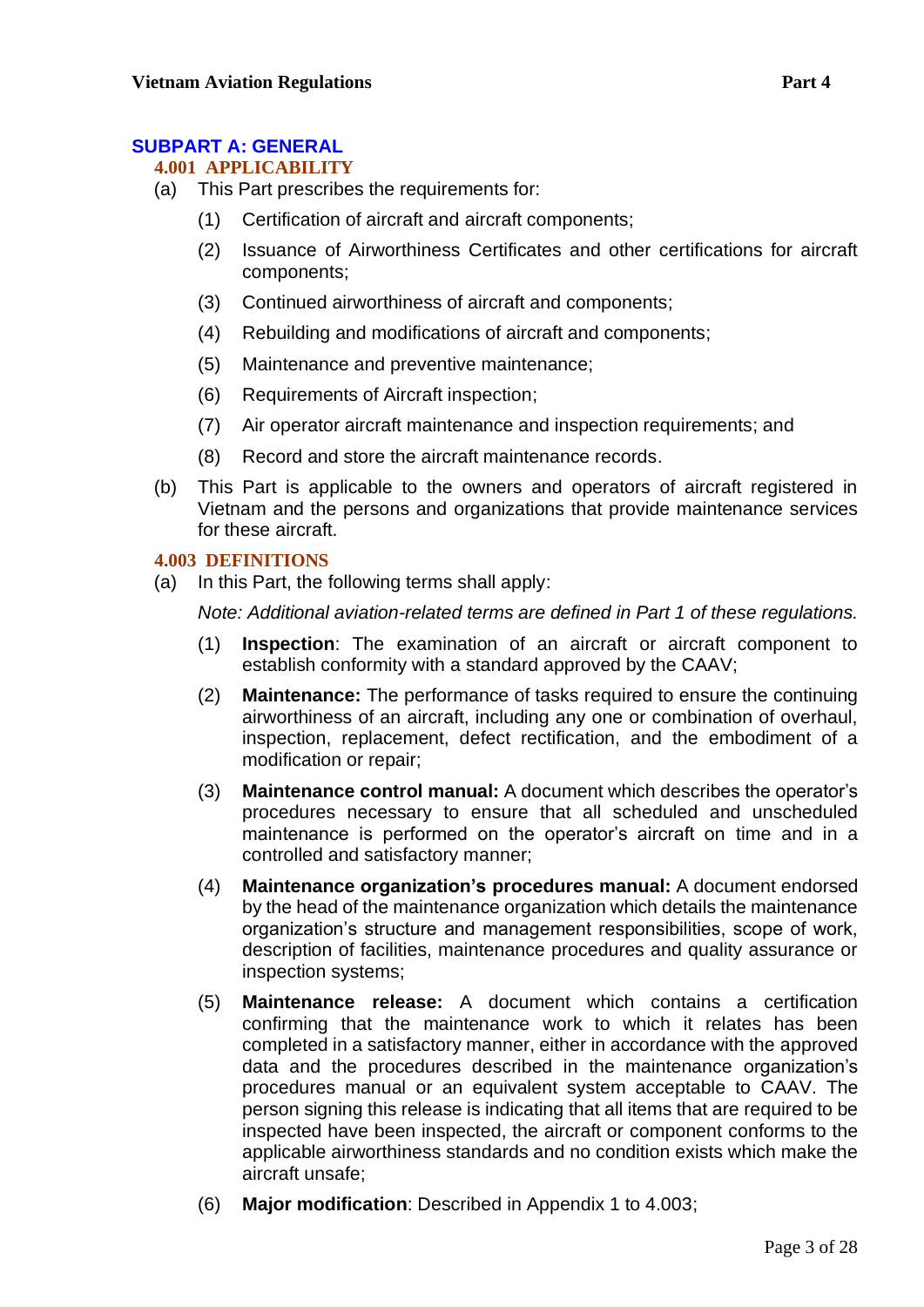## SUBPART A: GENERAL

### 4.001 APPLICABILITY

(a) This Part prescribes the requirements for:

(1) Certification of aircraft and aircraft components;

(2) Issuance of Airworthiness Certificates and other certifications for aircraft components;

(3) Continued airworthiness of aircraft and components;

(4) Rebuilding and modifications of aircraft and components;

(5) Maintenance and preventive maintenance;

(6) Requirements of Aircraft inspection;

(7) Air operator aircraft maintenance and inspection requirements; and

(8) Record and store the aircraft maintenance records.

(b) This Part is applicable to the owners and operators of aircraft registered in Vietnam and the persons and organizations that provide maintenance services for these aircraft.

### 4.003 DEFINITIONS

(a) In this Part, the following terms shall apply:

*Note: Additional aviation-related terms are defined in Part 1 of these regulations.*

(1) **Inspection**: The examination of an aircraft or aircraft component to establish conformity with a standard approved by the CAAV;

(2) **Maintenance:** The performance of tasks required to ensure the continuing airworthiness of an aircraft, including any one or combination of overhaul, inspection, replacement, defect rectification, and the embodiment of a modification or repair;

(3) **Maintenance control manual:** A document which describes the operator's procedures necessary to ensure that all scheduled and unscheduled maintenance is performed on the operator's aircraft on time and in a controlled and satisfactory manner;

(4) **Maintenance organization's procedures manual:** A document endorsed by the head of the maintenance organization which details the maintenance organization's structure and management responsibilities, scope of work, description of facilities, maintenance procedures and quality assurance or inspection systems;

(5) **Maintenance release:** A document which contains a certification confirming that the maintenance work to which it relates has been completed in a satisfactory manner, either in accordance with the approved data and the procedures described in the maintenance organization's procedures manual or an equivalent system acceptable to CAAV. The person signing this release is indicating that all items that are required to be inspected have been inspected, the aircraft or component conforms to the applicable airworthiness standards and no condition exists which make the aircraft unsafe;

(6) **Major modification**: Described in Appendix 1 to 4.003;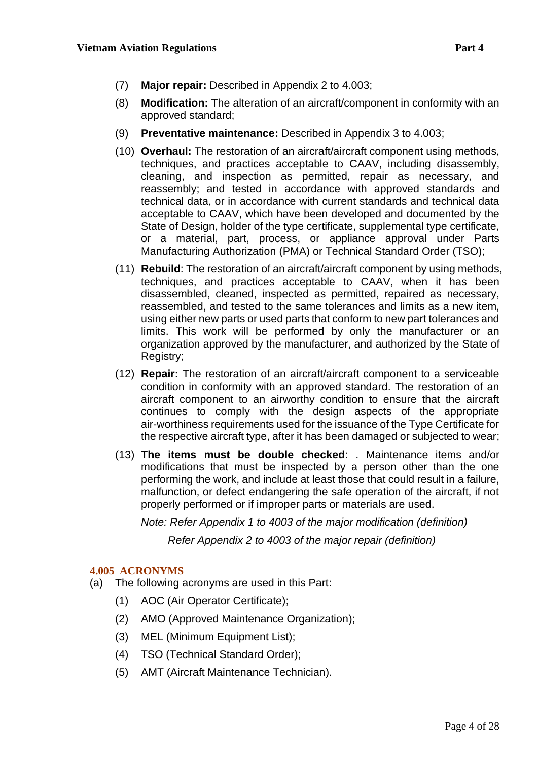(7) **Major repair:** Described in Appendix 2 to 4.003;

(8) **Modification:** The alteration of an aircraft/component in conformity with an approved standard;

(9) **Preventative maintenance:** Described in Appendix 3 to 4.003;

(10) **Overhaul:** The restoration of an aircraft/aircraft component using methods, techniques, and practices acceptable to CAAV, including disassembly, cleaning, and inspection as permitted, repair as necessary, and reassembly; and tested in accordance with approved standards and technical data, or in accordance with current standards and technical data acceptable to CAAV, which have been developed and documented by the State of Design, holder of the type certificate, supplemental type certificate, or a material, part, process, or appliance approval under Parts Manufacturing Authorization (PMA) or Technical Standard Order (TSO);

(11) **Rebuild**: The restoration of an aircraft/aircraft component by using methods, techniques, and practices acceptable to CAAV, when it has been disassembled, cleaned, inspected as permitted, repaired as necessary, reassembled, and tested to the same tolerances and limits as a new item, using either new parts or used parts that conform to new part tolerances and limits. This work will be performed by only the manufacturer or an organization approved by the manufacturer, and authorized by the State of Registry;

(12) **Repair:** The restoration of an aircraft/aircraft component to a serviceable condition in conformity with an approved standard. The restoration of an aircraft component to an airworthy condition to ensure that the aircraft continues to comply with the design aspects of the appropriate air-worthiness requirements used for the issuance of the Type Certificate for the respective aircraft type, after it has been damaged or subjected to wear;

(13) **The items must be double checked**: . Maintenance items and/or modifications that must be inspected by a person other than the one performing the work, and include at least those that could result in a failure, malfunction, or defect endangering the safe operation of the aircraft, if not properly performed or if improper parts or materials are used.

*Note: Refer Appendix 1 to 4003 of the major modification (definition)*

*Refer Appendix 2 to 4003 of the major repair (definition)*

## 4.005 ACRONYMS

(a) The following acronyms are used in this Part:

(1) AOC (Air Operator Certificate);

(2) AMO (Approved Maintenance Organization);

(3) MEL (Minimum Equipment List);

(4) TSO (Technical Standard Order);

(5) AMT (Aircraft Maintenance Technician).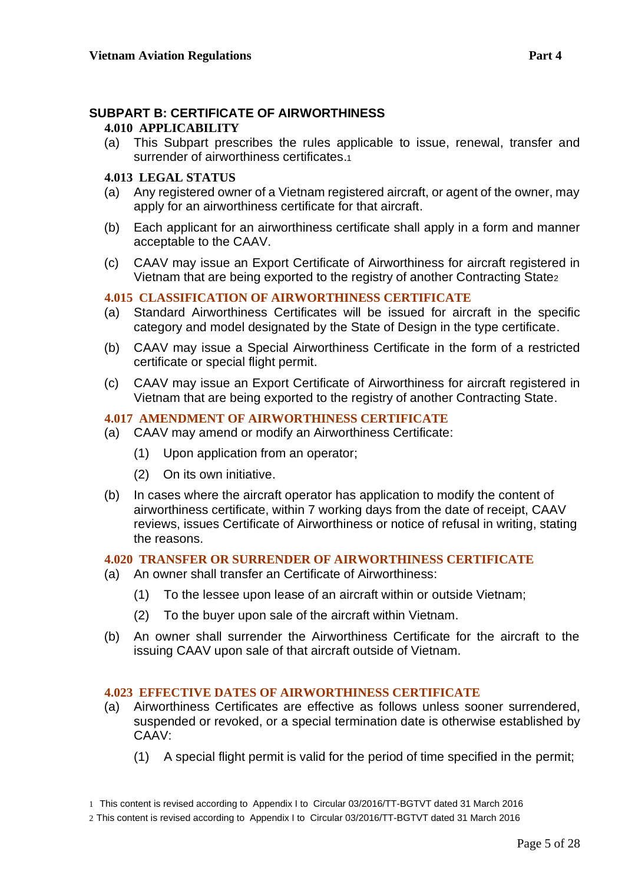## SUBPART B: CERTIFICATE OF AIRWORTHINESS

### 4.010 APPLICABILITY

(a) This Subpart prescribes the rules applicable to issue, renewal, transfer and surrender of airworthiness certificates.[1]

### 4.013 LEGAL STATUS

(a) Any registered owner of a Vietnam registered aircraft, or agent of the owner, may apply for an airworthiness certificate for that aircraft.

(b) Each applicant for an airworthiness certificate shall apply in a form and manner acceptable to the CAAV.

(c) CAAV may issue an Export Certificate of Airworthiness for aircraft registered in Vietnam that are being exported to the registry of another Contracting State[2]

### 4.015 CLASSIFICATION OF AIRWORTHINESS CERTIFICATE

(a) Standard Airworthiness Certificates will be issued for aircraft in the specific category and model designated by the State of Design in the type certificate.

(b) CAAV may issue a Special Airworthiness Certificate in the form of a restricted certificate or special flight permit.

(c) CAAV may issue an Export Certificate of Airworthiness for aircraft registered in Vietnam that are being exported to the registry of another Contracting State.

### 4.017 AMENDMENT OF AIRWORTHINESS CERTIFICATE

(a) CAAV may amend or modify an Airworthiness Certificate:

  (1) Upon application from an operator;

  (2) On its own initiative.

(b) In cases where the aircraft operator has application to modify the content of airworthiness certificate, within 7 working days from the date of receipt, CAAV reviews, issues Certificate of Airworthiness or notice of refusal in writing, stating the reasons.

### 4.020 TRANSFER OR SURRENDER OF AIRWORTHINESS CERTIFICATE

(a) An owner shall transfer an Certificate of Airworthiness:

  (1) To the lessee upon lease of an aircraft within or outside Vietnam;

  (2) To the buyer upon sale of the aircraft within Vietnam.

(b) An owner shall surrender the Airworthiness Certificate for the aircraft to the issuing CAAV upon sale of that aircraft outside of Vietnam.

### 4.023 EFFECTIVE DATES OF AIRWORTHINESS CERTIFICATE

(a) Airworthiness Certificates are effective as follows unless sooner surrendered, suspended or revoked, or a special termination date is otherwise established by CAAV:

  (1) A special flight permit is valid for the period of time specified in the permit;

---

[1] This content is revised according to Appendix I to Circular 03/2016/TT-BGTVT dated 31 March 2016

[2] This content is revised according to Appendix I to Circular 03/2016/TT-BGTVT dated 31 March 2016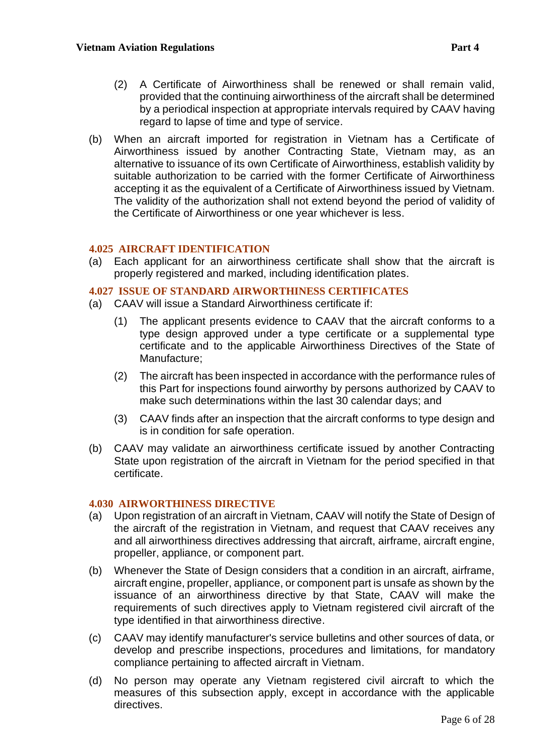(2) A Certificate of Airworthiness shall be renewed or shall remain valid, provided that the continuing airworthiness of the aircraft shall be determined by a periodical inspection at appropriate intervals required by CAAV having regard to lapse of time and type of service.

(b) When an aircraft imported for registration in Vietnam has a Certificate of Airworthiness issued by another Contracting State, Vietnam may, as an alternative to issuance of its own Certificate of Airworthiness, establish validity by suitable authorization to be carried with the former Certificate of Airworthiness accepting it as the equivalent of a Certificate of Airworthiness issued by Vietnam. The validity of the authorization shall not extend beyond the period of validity of the Certificate of Airworthiness or one year whichever is less.

### 4.025 AIRCRAFT IDENTIFICATION

(a) Each applicant for an airworthiness certificate shall show that the aircraft is properly registered and marked, including identification plates.

### 4.027 ISSUE OF STANDARD AIRWORTHINESS CERTIFICATES

(a) CAAV will issue a Standard Airworthiness certificate if:

(1) The applicant presents evidence to CAAV that the aircraft conforms to a type design approved under a type certificate or a supplemental type certificate and to the applicable Airworthiness Directives of the State of Manufacture;

(2) The aircraft has been inspected in accordance with the performance rules of this Part for inspections found airworthy by persons authorized by CAAV to make such determinations within the last 30 calendar days; and

(3) CAAV finds after an inspection that the aircraft conforms to type design and is in condition for safe operation.

(b) CAAV may validate an airworthiness certificate issued by another Contracting State upon registration of the aircraft in Vietnam for the period specified in that certificate.

### 4.030 AIRWORTHINESS DIRECTIVE

(a) Upon registration of an aircraft in Vietnam, CAAV will notify the State of Design of the aircraft of the registration in Vietnam, and request that CAAV receives any and all airworthiness directives addressing that aircraft, airframe, aircraft engine, propeller, appliance, or component part.

(b) Whenever the State of Design considers that a condition in an aircraft, airframe, aircraft engine, propeller, appliance, or component part is unsafe as shown by the issuance of an airworthiness directive by that State, CAAV will make the requirements of such directives apply to Vietnam registered civil aircraft of the type identified in that airworthiness directive.

(c) CAAV may identify manufacturer's service bulletins and other sources of data, or develop and prescribe inspections, procedures and limitations, for mandatory compliance pertaining to affected aircraft in Vietnam.

(d) No person may operate any Vietnam registered civil aircraft to which the measures of this subsection apply, except in accordance with the applicable directives.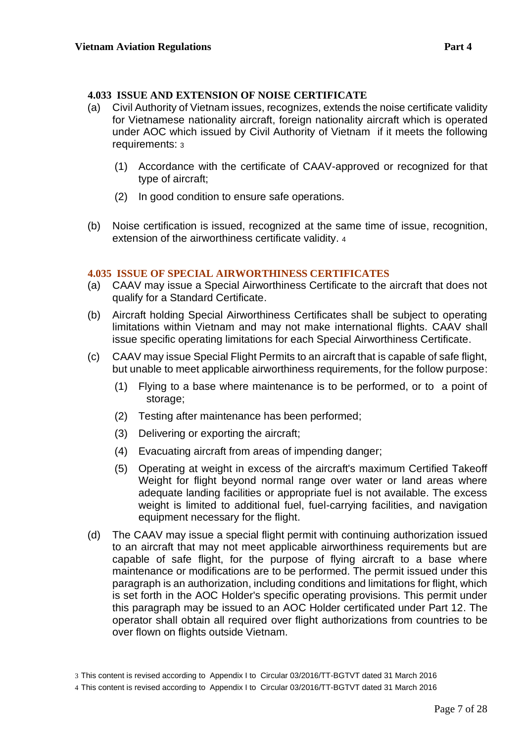### 4.033 ISSUE AND EXTENSION OF NOISE CERTIFICATE

(a) Civil Authority of Vietnam issues, recognizes, extends the noise certificate validity for Vietnamese nationality aircraft, foreign nationality aircraft which is operated under AOC which issued by Civil Authority of Vietnam if it meets the following requirements: [3]

   (1) Accordance with the certificate of CAAV-approved or recognized for that type of aircraft;

   (2) In good condition to ensure safe operations.

(b) Noise certification is issued, recognized at the same time of issue, recognition, extension of the airworthiness certificate validity. [4]

### 4.035 ISSUE OF SPECIAL AIRWORTHINESS CERTIFICATES

(a) CAAV may issue a Special Airworthiness Certificate to the aircraft that does not qualify for a Standard Certificate.

(b) Aircraft holding Special Airworthiness Certificates shall be subject to operating limitations within Vietnam and may not make international flights. CAAV shall issue specific operating limitations for each Special Airworthiness Certificate.

(c) CAAV may issue Special Flight Permits to an aircraft that is capable of safe flight, but unable to meet applicable airworthiness requirements, for the follow purpose:

   (1) Flying to a base where maintenance is to be performed, or to a point of storage;

   (2) Testing after maintenance has been performed;

   (3) Delivering or exporting the aircraft;

   (4) Evacuating aircraft from areas of impending danger;

   (5) Operating at weight in excess of the aircraft's maximum Certified Takeoff Weight for flight beyond normal range over water or land areas where adequate landing facilities or appropriate fuel is not available. The excess weight is limited to additional fuel, fuel-carrying facilities, and navigation equipment necessary for the flight.

(d) The CAAV may issue a special flight permit with continuing authorization issued to an aircraft that may not meet applicable airworthiness requirements but are capable of safe flight, for the purpose of flying aircraft to a base where maintenance or modifications are to be performed. The permit issued under this paragraph is an authorization, including conditions and limitations for flight, which is set forth in the AOC Holder's specific operating provisions. This permit under this paragraph may be issued to an AOC Holder certificated under Part 12. The operator shall obtain all required over flight authorizations from countries to be over flown on flights outside Vietnam.

---

[3] This content is revised according to Appendix I to Circular 03/2016/TT-BGTVT dated 31 March 2016

[4] This content is revised according to Appendix I to Circular 03/2016/TT-BGTVT dated 31 March 2016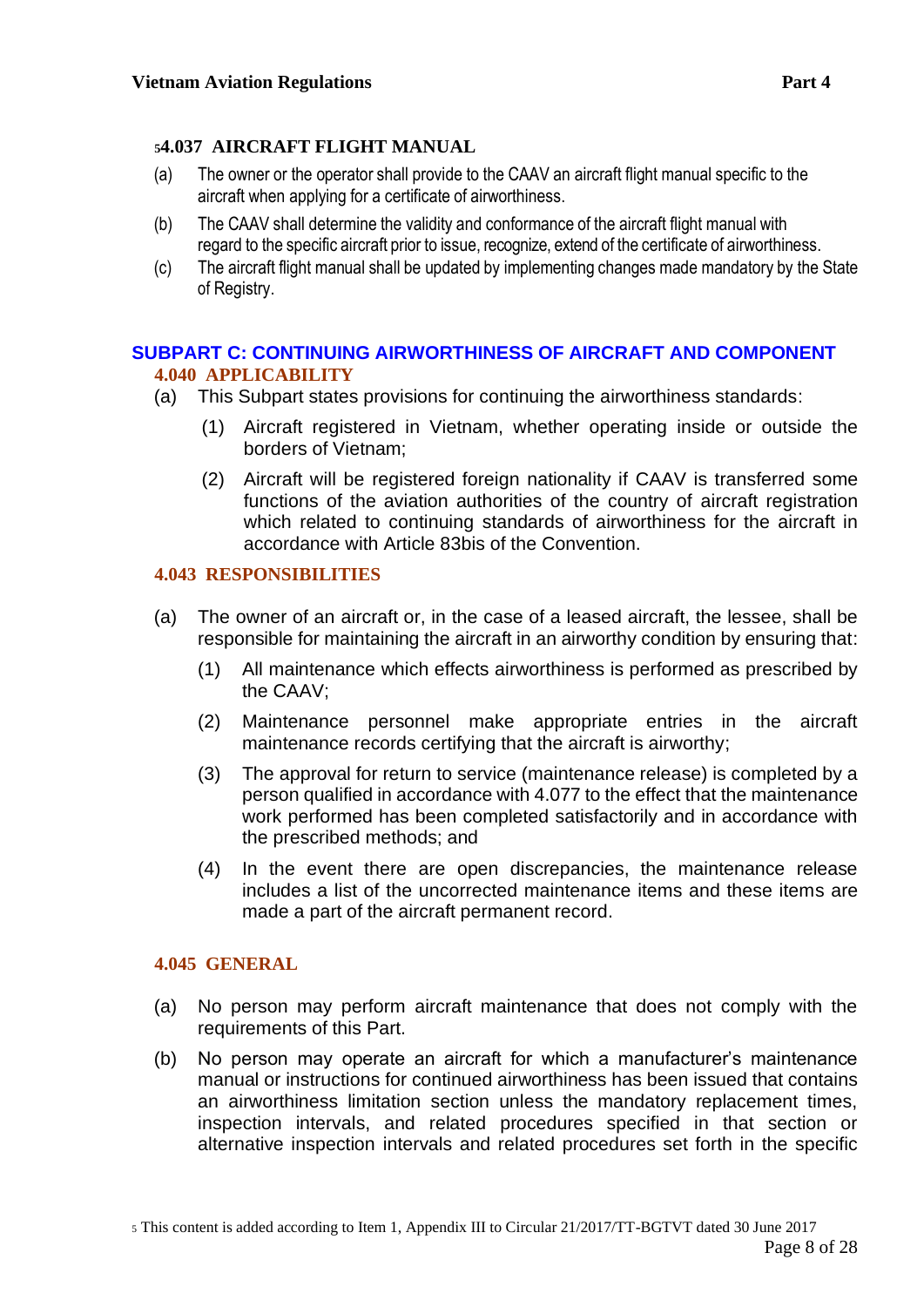### [5]4.037 AIRCRAFT FLIGHT MANUAL

(a) The owner or the operator shall provide to the CAAV an aircraft flight manual specific to the aircraft when applying for a certificate of airworthiness.

(b) The CAAV shall determine the validity and conformance of the aircraft flight manual with regard to the specific aircraft prior to issue, recognize, extend of the certificate of airworthiness.

(c) The aircraft flight manual shall be updated by implementing changes made mandatory by the State of Registry.

## SUBPART C: CONTINUING AIRWORTHINESS OF AIRCRAFT AND COMPONENT

### 4.040 APPLICABILITY

(a) This Subpart states provisions for continuing the airworthiness standards:

(1) Aircraft registered in Vietnam, whether operating inside or outside the borders of Vietnam;

(2) Aircraft will be registered foreign nationality if CAAV is transferred some functions of the aviation authorities of the country of aircraft registration which related to continuing standards of airworthiness for the aircraft in accordance with Article 83bis of the Convention.

### 4.043 RESPONSIBILITIES

(a) The owner of an aircraft or, in the case of a leased aircraft, the lessee, shall be responsible for maintaining the aircraft in an airworthy condition by ensuring that:

(1) All maintenance which effects airworthiness is performed as prescribed by the CAAV;

(2) Maintenance personnel make appropriate entries in the aircraft maintenance records certifying that the aircraft is airworthy;

(3) The approval for return to service (maintenance release) is completed by a person qualified in accordance with 4.077 to the effect that the maintenance work performed has been completed satisfactorily and in accordance with the prescribed methods; and

(4) In the event there are open discrepancies, the maintenance release includes a list of the uncorrected maintenance items and these items are made a part of the aircraft permanent record.

### 4.045 GENERAL

(a) No person may perform aircraft maintenance that does not comply with the requirements of this Part.

(b) No person may operate an aircraft for which a manufacturer's maintenance manual or instructions for continued airworthiness has been issued that contains an airworthiness limitation section unless the mandatory replacement times, inspection intervals, and related procedures specified in that section or alternative inspection intervals and related procedures set forth in the specific

[5] This content is added according to Item 1, Appendix III to Circular 21/2017/TT-BGTVT dated 30 June 2017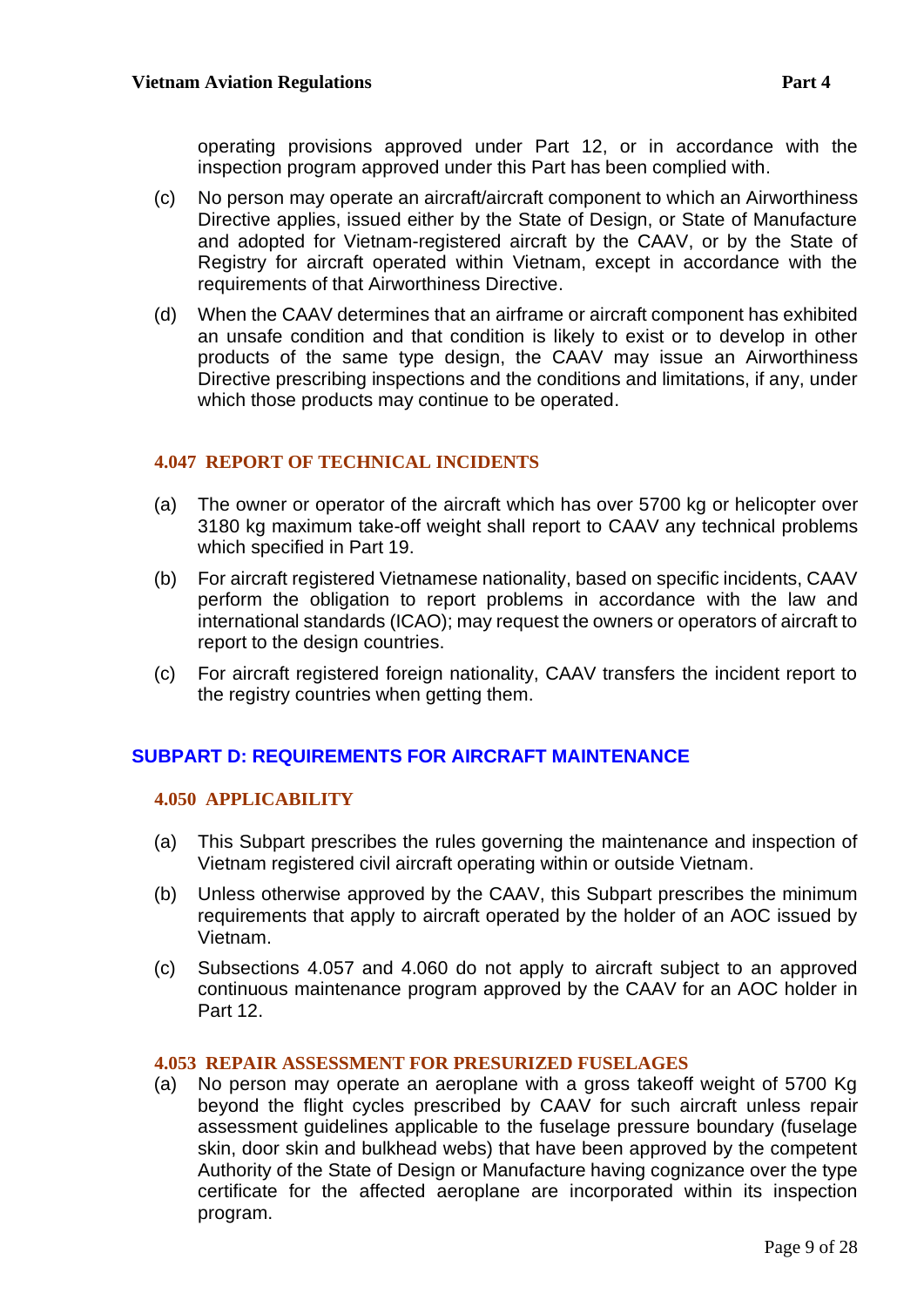operating provisions approved under Part 12, or in accordance with the inspection program approved under this Part has been complied with.

(c) No person may operate an aircraft/aircraft component to which an Airworthiness Directive applies, issued either by the State of Design, or State of Manufacture and adopted for Vietnam-registered aircraft by the CAAV, or by the State of Registry for aircraft operated within Vietnam, except in accordance with the requirements of that Airworthiness Directive.

(d) When the CAAV determines that an airframe or aircraft component has exhibited an unsafe condition and that condition is likely to exist or to develop in other products of the same type design, the CAAV may issue an Airworthiness Directive prescribing inspections and the conditions and limitations, if any, under which those products may continue to be operated.

### 4.047 REPORT OF TECHNICAL INCIDENTS

(a) The owner or operator of the aircraft which has over 5700 kg or helicopter over 3180 kg maximum take-off weight shall report to CAAV any technical problems which specified in Part 19.

(b) For aircraft registered Vietnamese nationality, based on specific incidents, CAAV perform the obligation to report problems in accordance with the law and international standards (ICAO); may request the owners or operators of aircraft to report to the design countries.

(c) For aircraft registered foreign nationality, CAAV transfers the incident report to the registry countries when getting them.

## SUBPART D: REQUIREMENTS FOR AIRCRAFT MAINTENANCE

### 4.050 APPLICABILITY

(a) This Subpart prescribes the rules governing the maintenance and inspection of Vietnam registered civil aircraft operating within or outside Vietnam.

(b) Unless otherwise approved by the CAAV, this Subpart prescribes the minimum requirements that apply to aircraft operated by the holder of an AOC issued by Vietnam.

(c) Subsections 4.057 and 4.060 do not apply to aircraft subject to an approved continuous maintenance program approved by the CAAV for an AOC holder in Part 12.

### 4.053 REPAIR ASSESSMENT FOR PRESURIZED FUSELAGES

(a) No person may operate an aeroplane with a gross takeoff weight of 5700 Kg beyond the flight cycles prescribed by CAAV for such aircraft unless repair assessment guidelines applicable to the fuselage pressure boundary (fuselage skin, door skin and bulkhead webs) that have been approved by the competent Authority of the State of Design or Manufacture having cognizance over the type certificate for the affected aeroplane are incorporated within its inspection program.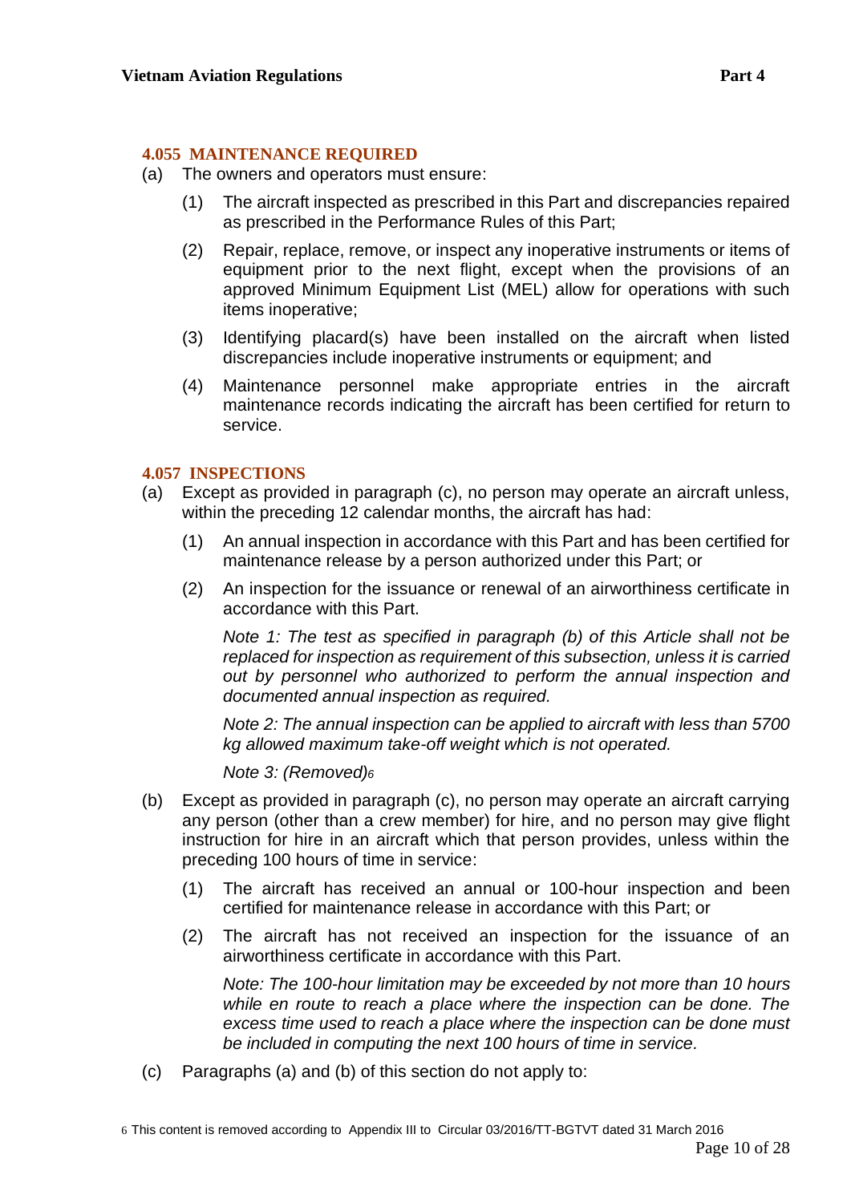### 4.055 MAINTENANCE REQUIRED

(a) The owners and operators must ensure:

(1) The aircraft inspected as prescribed in this Part and discrepancies repaired as prescribed in the Performance Rules of this Part;

(2) Repair, replace, remove, or inspect any inoperative instruments or items of equipment prior to the next flight, except when the provisions of an approved Minimum Equipment List (MEL) allow for operations with such items inoperative;

(3) Identifying placard(s) have been installed on the aircraft when listed discrepancies include inoperative instruments or equipment; and

(4) Maintenance personnel make appropriate entries in the aircraft maintenance records indicating the aircraft has been certified for return to service.

### 4.057 INSPECTIONS

(a) Except as provided in paragraph (c), no person may operate an aircraft unless, within the preceding 12 calendar months, the aircraft has had:

(1) An annual inspection in accordance with this Part and has been certified for maintenance release by a person authorized under this Part; or

(2) An inspection for the issuance or renewal of an airworthiness certificate in accordance with this Part.

*Note 1: The test as specified in paragraph (b) of this Article shall not be replaced for inspection as requirement of this subsection, unless it is carried out by personnel who authorized to perform the annual inspection and documented annual inspection as required.*

*Note 2: The annual inspection can be applied to aircraft with less than 5700 kg allowed maximum take-off weight which is not operated.*

*Note 3: (Removed)[6]*

(b) Except as provided in paragraph (c), no person may operate an aircraft carrying any person (other than a crew member) for hire, and no person may give flight instruction for hire in an aircraft which that person provides, unless within the preceding 100 hours of time in service:

(1) The aircraft has received an annual or 100-hour inspection and been certified for maintenance release in accordance with this Part; or

(2) The aircraft has not received an inspection for the issuance of an airworthiness certificate in accordance with this Part.

*Note: The 100-hour limitation may be exceeded by not more than 10 hours while en route to reach a place where the inspection can be done. The excess time used to reach a place where the inspection can be done must be included in computing the next 100 hours of time in service.*

(c) Paragraphs (a) and (b) of this section do not apply to:

[6] This content is removed according to Appendix III to Circular 03/2016/TT-BGTVT dated 31 March 2016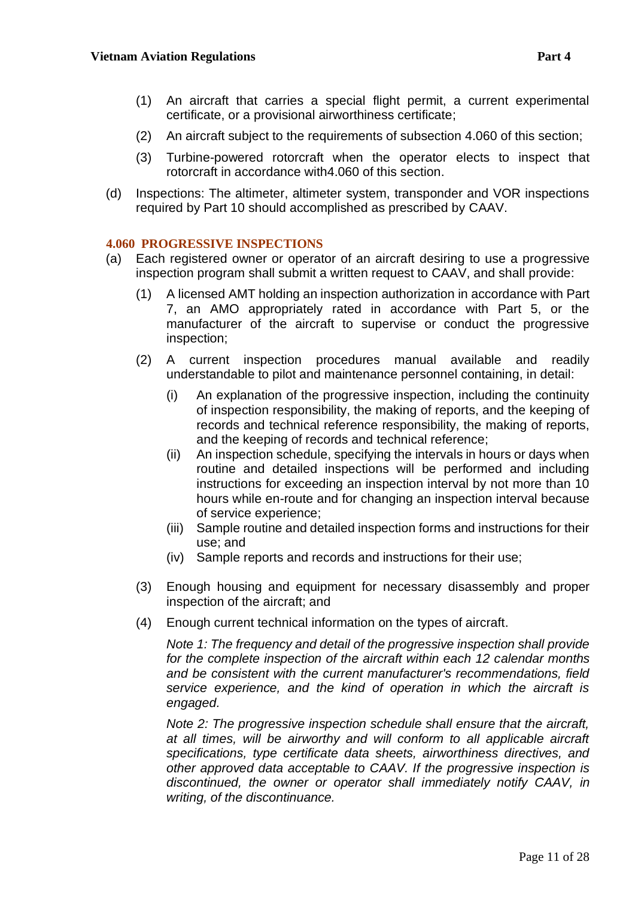(1) An aircraft that carries a special flight permit, a current experimental certificate, or a provisional airworthiness certificate;

(2) An aircraft subject to the requirements of subsection 4.060 of this section;

(3) Turbine-powered rotorcraft when the operator elects to inspect that rotorcraft in accordance with4.060 of this section.

(d) Inspections: The altimeter, altimeter system, transponder and VOR inspections required by Part 10 should accomplished as prescribed by CAAV.

### 4.060 PROGRESSIVE INSPECTIONS

(a) Each registered owner or operator of an aircraft desiring to use a progressive inspection program shall submit a written request to CAAV, and shall provide:

(1) A licensed AMT holding an inspection authorization in accordance with Part 7, an AMO appropriately rated in accordance with Part 5, or the manufacturer of the aircraft to supervise or conduct the progressive inspection;

(2) A current inspection procedures manual available and readily understandable to pilot and maintenance personnel containing, in detail:

(i) An explanation of the progressive inspection, including the continuity of inspection responsibility, the making of reports, and the keeping of records and technical reference responsibility, the making of reports, and the keeping of records and technical reference;

(ii) An inspection schedule, specifying the intervals in hours or days when routine and detailed inspections will be performed and including instructions for exceeding an inspection interval by not more than 10 hours while en-route and for changing an inspection interval because of service experience;

(iii) Sample routine and detailed inspection forms and instructions for their use; and

(iv) Sample reports and records and instructions for their use;

(3) Enough housing and equipment for necessary disassembly and proper inspection of the aircraft; and

(4) Enough current technical information on the types of aircraft.

*Note 1: The frequency and detail of the progressive inspection shall provide for the complete inspection of the aircraft within each 12 calendar months and be consistent with the current manufacturer's recommendations, field service experience, and the kind of operation in which the aircraft is engaged.*

*Note 2: The progressive inspection schedule shall ensure that the aircraft, at all times, will be airworthy and will conform to all applicable aircraft specifications, type certificate data sheets, airworthiness directives, and other approved data acceptable to CAAV. If the progressive inspection is discontinued, the owner or operator shall immediately notify CAAV, in writing, of the discontinuance.*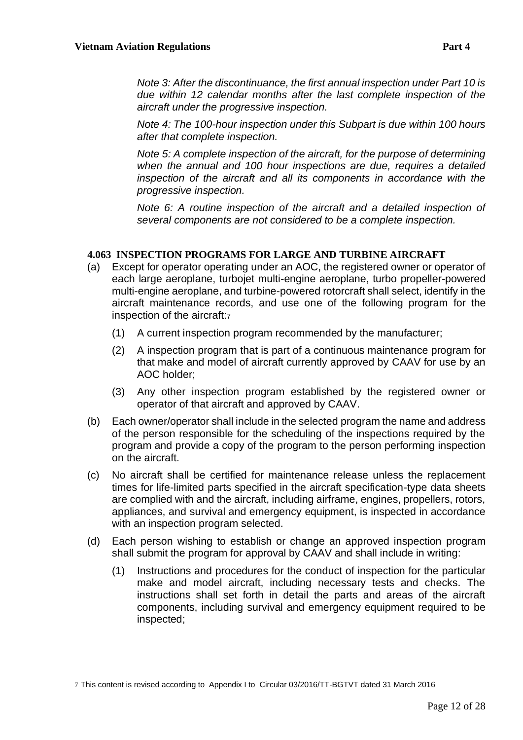*Note 3: After the discontinuance, the first annual inspection under Part 10 is due within 12 calendar months after the last complete inspection of the aircraft under the progressive inspection.*

*Note 4: The 100-hour inspection under this Subpart is due within 100 hours after that complete inspection.*

*Note 5: A complete inspection of the aircraft, for the purpose of determining when the annual and 100 hour inspections are due, requires a detailed inspection of the aircraft and all its components in accordance with the progressive inspection.*

*Note 6: A routine inspection of the aircraft and a detailed inspection of several components are not considered to be a complete inspection.*

**4.063 INSPECTION PROGRAMS FOR LARGE AND TURBINE AIRCRAFT**

(a) Except for operator operating under an AOC, the registered owner or operator of each large aeroplane, turbojet multi-engine aeroplane, turbo propeller-powered multi-engine aeroplane, and turbine-powered rotorcraft shall select, identify in the aircraft maintenance records, and use one of the following program for the inspection of the aircraft:[7]

  (1) A current inspection program recommended by the manufacturer;

  (2) A inspection program that is part of a continuous maintenance program for that make and model of aircraft currently approved by CAAV for use by an AOC holder;

  (3) Any other inspection program established by the registered owner or operator of that aircraft and approved by CAAV.

(b) Each owner/operator shall include in the selected program the name and address of the person responsible for the scheduling of the inspections required by the program and provide a copy of the program to the person performing inspection on the aircraft.

(c) No aircraft shall be certified for maintenance release unless the replacement times for life-limited parts specified in the aircraft specification-type data sheets are complied with and the aircraft, including airframe, engines, propellers, rotors, appliances, and survival and emergency equipment, is inspected in accordance with an inspection program selected.

(d) Each person wishing to establish or change an approved inspection program shall submit the program for approval by CAAV and shall include in writing:

  (1) Instructions and procedures for the conduct of inspection for the particular make and model aircraft, including necessary tests and checks. The instructions shall set forth in detail the parts and areas of the aircraft components, including survival and emergency equipment required to be inspected;

[7] This content is revised according to Appendix I to Circular 03/2016/TT-BGTVT dated 31 March 2016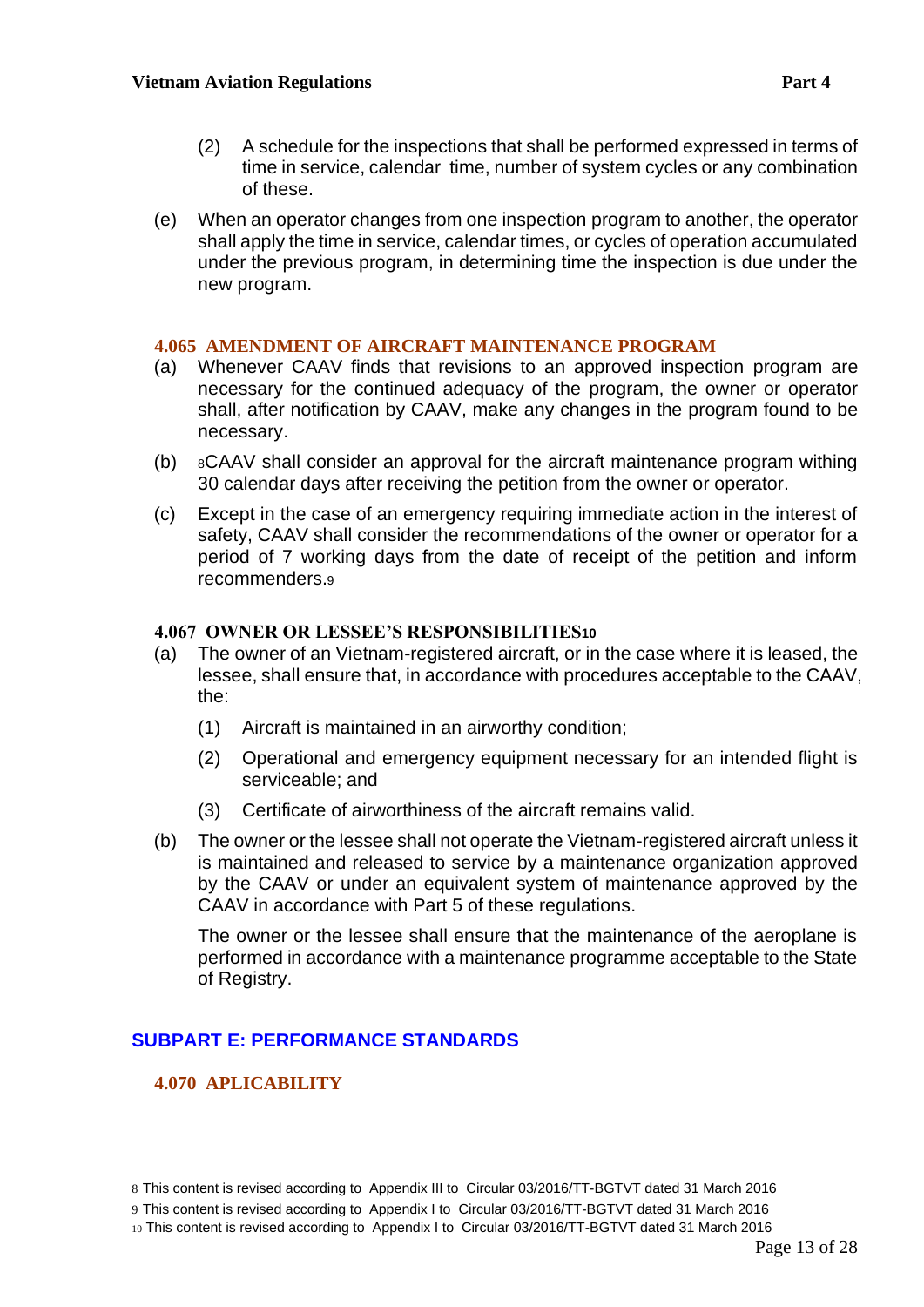(2) A schedule for the inspections that shall be performed expressed in terms of time in service, calendar time, number of system cycles or any combination of these.

(e) When an operator changes from one inspection program to another, the operator shall apply the time in service, calendar times, or cycles of operation accumulated under the previous program, in determining time the inspection is due under the new program.

### 4.065 AMENDMENT OF AIRCRAFT MAINTENANCE PROGRAM

(a) Whenever CAAV finds that revisions to an approved inspection program are necessary for the continued adequacy of the program, the owner or operator shall, after notification by CAAV, make any changes in the program found to be necessary.

(b) [8]CAAV shall consider an approval for the aircraft maintenance program withing 30 calendar days after receiving the petition from the owner or operator.

(c) Except in the case of an emergency requiring immediate action in the interest of safety, CAAV shall consider the recommendations of the owner or operator for a period of 7 working days from the date of receipt of the petition and inform recommenders.[9]

### 4.067 OWNER OR LESSEE'S RESPONSIBILITIES[10]

(a) The owner of an Vietnam-registered aircraft, or in the case where it is leased, the lessee, shall ensure that, in accordance with procedures acceptable to the CAAV, the:

(1) Aircraft is maintained in an airworthy condition;

(2) Operational and emergency equipment necessary for an intended flight is serviceable; and

(3) Certificate of airworthiness of the aircraft remains valid.

(b) The owner or the lessee shall not operate the Vietnam-registered aircraft unless it is maintained and released to service by a maintenance organization approved by the CAAV or under an equivalent system of maintenance approved by the CAAV in accordance with Part 5 of these regulations.

The owner or the lessee shall ensure that the maintenance of the aeroplane is performed in accordance with a maintenance programme acceptable to the State of Registry.

## SUBPART E: PERFORMANCE STANDARDS

### 4.070 APLICABILITY

---

[8] This content is revised according to Appendix III to Circular 03/2016/TT-BGTVT dated 31 March 2016

[9] This content is revised according to Appendix I to Circular 03/2016/TT-BGTVT dated 31 March 2016

[10] This content is revised according to Appendix I to Circular 03/2016/TT-BGTVT dated 31 March 2016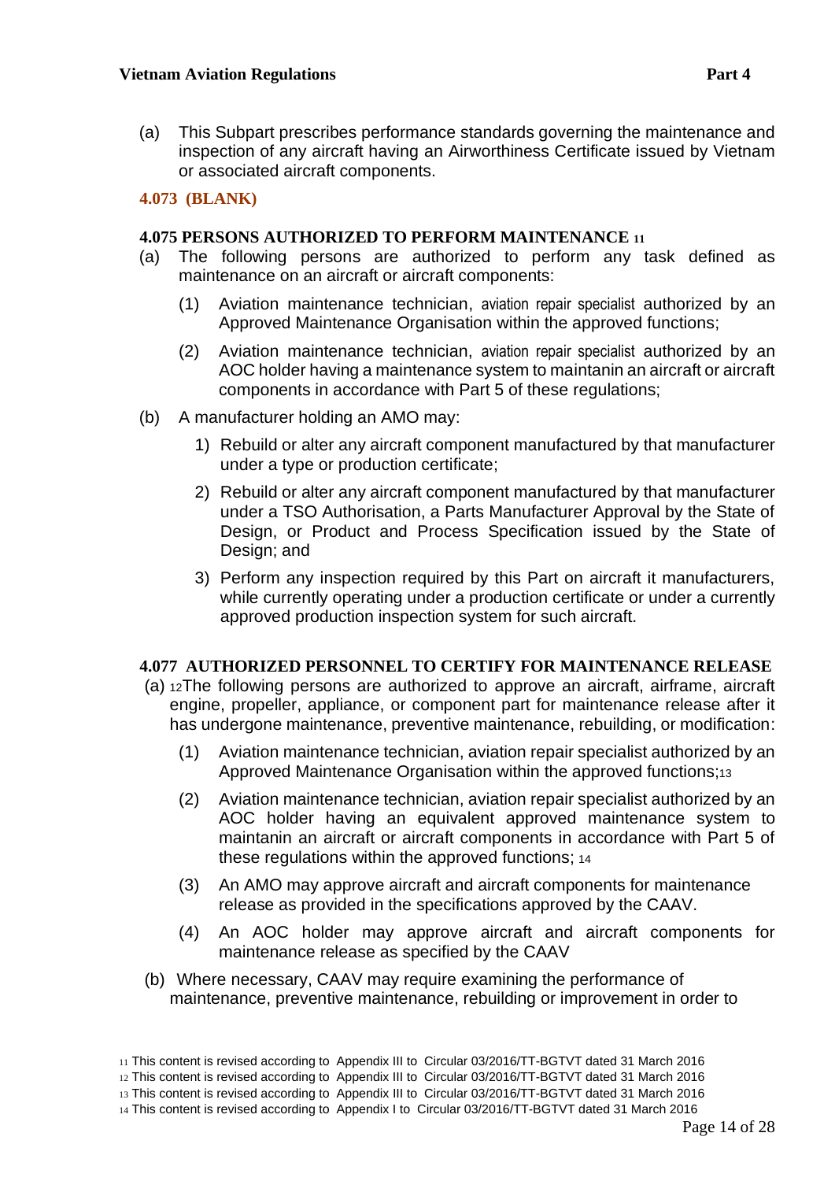(a) This Subpart prescribes performance standards governing the maintenance and inspection of any aircraft having an Airworthiness Certificate issued by Vietnam or associated aircraft components.

### 4.073 (BLANK)

### 4.075 PERSONS AUTHORIZED TO PERFORM MAINTENANCE [11]

(a) The following persons are authorized to perform any task defined as maintenance on an aircraft or aircraft components:

(1) Aviation maintenance technician, aviation repair specialist authorized by an Approved Maintenance Organisation within the approved functions;

(2) Aviation maintenance technician, aviation repair specialist authorized by an AOC holder having a maintenance system to maintanin an aircraft or aircraft components in accordance with Part 5 of these regulations;

(b) A manufacturer holding an AMO may:

1) Rebuild or alter any aircraft component manufactured by that manufacturer under a type or production certificate;

2) Rebuild or alter any aircraft component manufactured by that manufacturer under a TSO Authorisation, a Parts Manufacturer Approval by the State of Design, or Product and Process Specification issued by the State of Design; and

3) Perform any inspection required by this Part on aircraft it manufacturers, while currently operating under a production certificate or under a currently approved production inspection system for such aircraft.

### 4.077 AUTHORIZED PERSONNEL TO CERTIFY FOR MAINTENANCE RELEASE

(a) [12]The following persons are authorized to approve an aircraft, airframe, aircraft engine, propeller, appliance, or component part for maintenance release after it has undergone maintenance, preventive maintenance, rebuilding, or modification:

(1) Aviation maintenance technician, aviation repair specialist authorized by an Approved Maintenance Organisation within the approved functions;[13]

(2) Aviation maintenance technician, aviation repair specialist authorized by an AOC holder having an equivalent approved maintenance system to maintanin an aircraft or aircraft components in accordance with Part 5 of these regulations within the approved functions; [14]

(3) An AMO may approve aircraft and aircraft components for maintenance release as provided in the specifications approved by the CAAV.

(4) An AOC holder may approve aircraft and aircraft components for maintenance release as specified by the CAAV

(b) Where necessary, CAAV may require examining the performance of maintenance, preventive maintenance, rebuilding or improvement in order to

---

[11] This content is revised according to Appendix III to Circular 03/2016/TT-BGTVT dated 31 March 2016

[12] This content is revised according to Appendix III to Circular 03/2016/TT-BGTVT dated 31 March 2016

[13] This content is revised according to Appendix III to Circular 03/2016/TT-BGTVT dated 31 March 2016

[14] This content is revised according to Appendix I to Circular 03/2016/TT-BGTVT dated 31 March 2016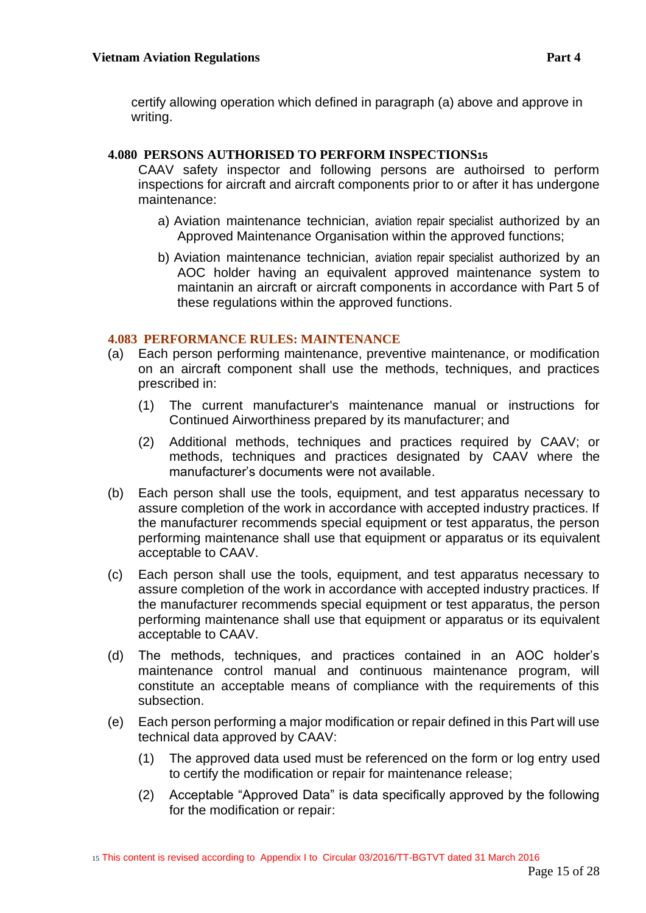certify allowing operation which defined in paragraph (a) above and approve in writing.

### 4.080 PERSONS AUTHORISED TO PERFORM INSPECTIONS[15]

CAAV safety inspector and following persons are authoirsed to perform inspections for aircraft and aircraft components prior to or after it has undergone maintenance:

a) Aviation maintenance technician, aviation repair specialist authorized by an Approved Maintenance Organisation within the approved functions;

b) Aviation maintenance technician, aviation repair specialist authorized by an AOC holder having an equivalent approved maintenance system to maintanin an aircraft or aircraft components in accordance with Part 5 of these regulations within the approved functions.

### 4.083 PERFORMANCE RULES: MAINTENANCE

(a) Each person performing maintenance, preventive maintenance, or modification on an aircraft component shall use the methods, techniques, and practices prescribed in:

(1) The current manufacturer's maintenance manual or instructions for Continued Airworthiness prepared by its manufacturer; and

(2) Additional methods, techniques and practices required by CAAV; or methods, techniques and practices designated by CAAV where the manufacturer's documents were not available.

(b) Each person shall use the tools, equipment, and test apparatus necessary to assure completion of the work in accordance with accepted industry practices. If the manufacturer recommends special equipment or test apparatus, the person performing maintenance shall use that equipment or apparatus or its equivalent acceptable to CAAV.

(c) Each person shall use the tools, equipment, and test apparatus necessary to assure completion of the work in accordance with accepted industry practices. If the manufacturer recommends special equipment or test apparatus, the person performing maintenance shall use that equipment or apparatus or its equivalent acceptable to CAAV.

(d) The methods, techniques, and practices contained in an AOC holder's maintenance control manual and continuous maintenance program, will constitute an acceptable means of compliance with the requirements of this subsection.

(e) Each person performing a major modification or repair defined in this Part will use technical data approved by CAAV:

(1) The approved data used must be referenced on the form or log entry used to certify the modification or repair for maintenance release;

(2) Acceptable "Approved Data" is data specifically approved by the following for the modification or repair:

[15] This content is revised according to Appendix I to Circular 03/2016/TT-BGTVT dated 31 March 2016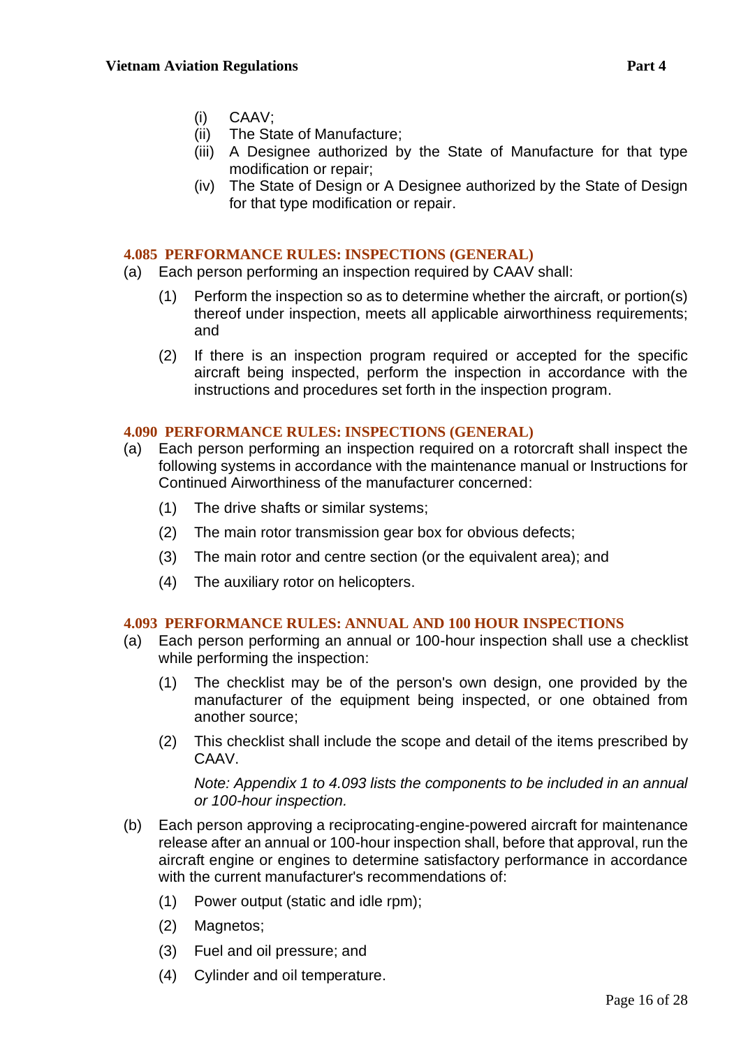(i) CAAV;
(ii) The State of Manufacture;
(iii) A Designee authorized by the State of Manufacture for that type modification or repair;
(iv) The State of Design or A Designee authorized by the State of Design for that type modification or repair.

### 4.085 PERFORMANCE RULES: INSPECTIONS (GENERAL)

(a) Each person performing an inspection required by CAAV shall:

(1) Perform the inspection so as to determine whether the aircraft, or portion(s) thereof under inspection, meets all applicable airworthiness requirements; and

(2) If there is an inspection program required or accepted for the specific aircraft being inspected, perform the inspection in accordance with the instructions and procedures set forth in the inspection program.

### 4.090 PERFORMANCE RULES: INSPECTIONS (GENERAL)

(a) Each person performing an inspection required on a rotorcraft shall inspect the following systems in accordance with the maintenance manual or Instructions for Continued Airworthiness of the manufacturer concerned:

(1) The drive shafts or similar systems;

(2) The main rotor transmission gear box for obvious defects;

(3) The main rotor and centre section (or the equivalent area); and

(4) The auxiliary rotor on helicopters.

### 4.093 PERFORMANCE RULES: ANNUAL AND 100 HOUR INSPECTIONS

(a) Each person performing an annual or 100-hour inspection shall use a checklist while performing the inspection:

(1) The checklist may be of the person's own design, one provided by the manufacturer of the equipment being inspected, or one obtained from another source;

(2) This checklist shall include the scope and detail of the items prescribed by CAAV.

*Note: Appendix 1 to 4.093 lists the components to be included in an annual or 100-hour inspection.*

(b) Each person approving a reciprocating-engine-powered aircraft for maintenance release after an annual or 100-hour inspection shall, before that approval, run the aircraft engine or engines to determine satisfactory performance in accordance with the current manufacturer's recommendations of:

(1) Power output (static and idle rpm);

(2) Magnetos;

(3) Fuel and oil pressure; and

(4) Cylinder and oil temperature.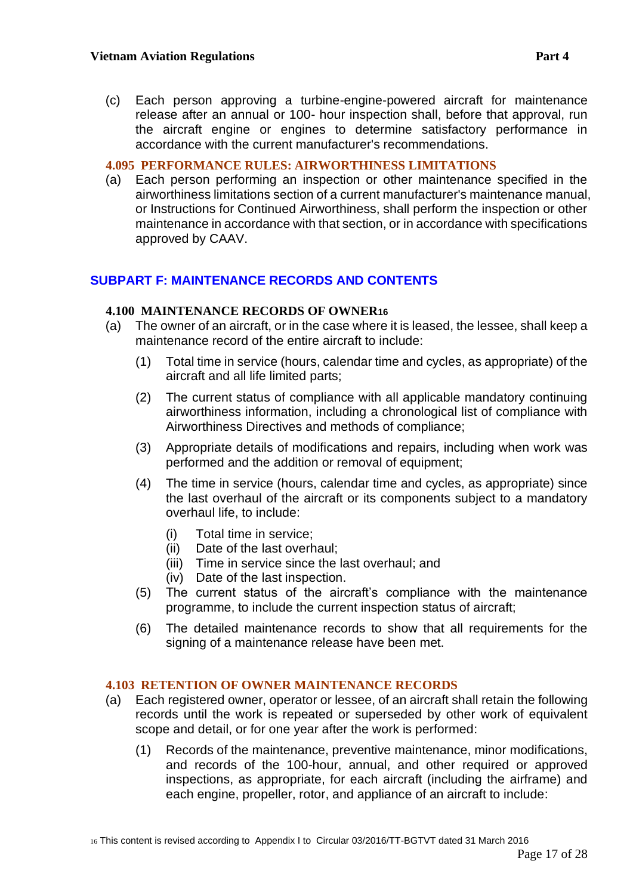(c) Each person approving a turbine-engine-powered aircraft for maintenance release after an annual or 100- hour inspection shall, before that approval, run the aircraft engine or engines to determine satisfactory performance in accordance with the current manufacturer's recommendations.

### 4.095 PERFORMANCE RULES: AIRWORTHINESS LIMITATIONS

(a) Each person performing an inspection or other maintenance specified in the airworthiness limitations section of a current manufacturer's maintenance manual, or Instructions for Continued Airworthiness, shall perform the inspection or other maintenance in accordance with that section, or in accordance with specifications approved by CAAV.

## SUBPART F: MAINTENANCE RECORDS AND CONTENTS

### 4.100 MAINTENANCE RECORDS OF OWNER[16]

(a) The owner of an aircraft, or in the case where it is leased, the lessee, shall keep a maintenance record of the entire aircraft to include:

(1) Total time in service (hours, calendar time and cycles, as appropriate) of the aircraft and all life limited parts;

(2) The current status of compliance with all applicable mandatory continuing airworthiness information, including a chronological list of compliance with Airworthiness Directives and methods of compliance;

(3) Appropriate details of modifications and repairs, including when work was performed and the addition or removal of equipment;

(4) The time in service (hours, calendar time and cycles, as appropriate) since the last overhaul of the aircraft or its components subject to a mandatory overhaul life, to include:

(i) Total time in service;
(ii) Date of the last overhaul;
(iii) Time in service since the last overhaul; and
(iv) Date of the last inspection.

(5) The current status of the aircraft's compliance with the maintenance programme, to include the current inspection status of aircraft;

(6) The detailed maintenance records to show that all requirements for the signing of a maintenance release have been met.

### 4.103 RETENTION OF OWNER MAINTENANCE RECORDS

(a) Each registered owner, operator or lessee, of an aircraft shall retain the following records until the work is repeated or superseded by other work of equivalent scope and detail, or for one year after the work is performed:

(1) Records of the maintenance, preventive maintenance, minor modifications, and records of the 100-hour, annual, and other required or approved inspections, as appropriate, for each aircraft (including the airframe) and each engine, propeller, rotor, and appliance of an aircraft to include:

[16] This content is revised according to Appendix I to Circular 03/2016/TT-BGTVT dated 31 March 2016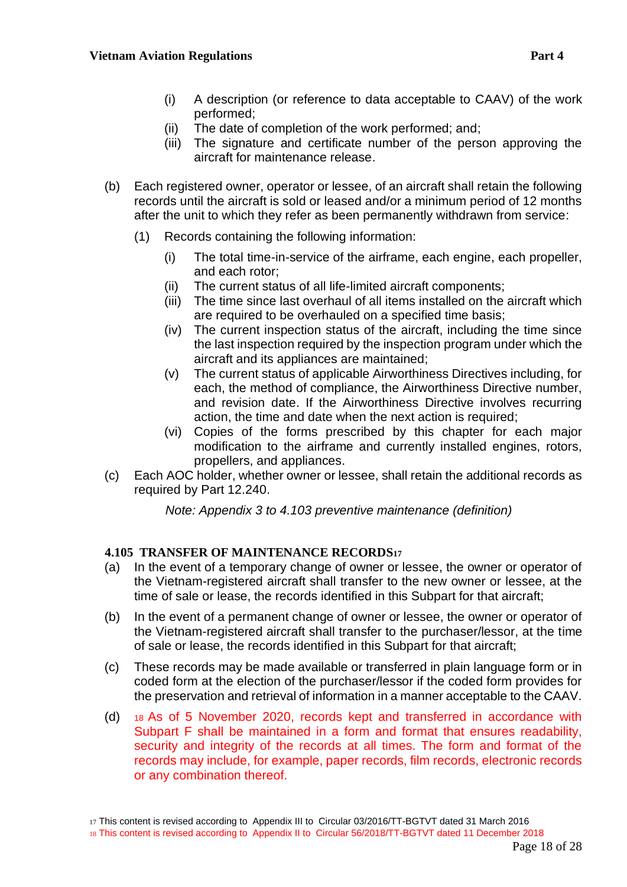(i) A description (or reference to data acceptable to CAAV) of the work performed;

(ii) The date of completion of the work performed; and;

(iii) The signature and certificate number of the person approving the aircraft for maintenance release.

(b) Each registered owner, operator or lessee, of an aircraft shall retain the following records until the aircraft is sold or leased and/or a minimum period of 12 months after the unit to which they refer as been permanently withdrawn from service:

(1) Records containing the following information:

(i) The total time-in-service of the airframe, each engine, each propeller, and each rotor;

(ii) The current status of all life-limited aircraft components;

(iii) The time since last overhaul of all items installed on the aircraft which are required to be overhauled on a specified time basis;

(iv) The current inspection status of the aircraft, including the time since the last inspection required by the inspection program under which the aircraft and its appliances are maintained;

(v) The current status of applicable Airworthiness Directives including, for each, the method of compliance, the Airworthiness Directive number, and revision date. If the Airworthiness Directive involves recurring action, the time and date when the next action is required;

(vi) Copies of the forms prescribed by this chapter for each major modification to the airframe and currently installed engines, rotors, propellers, and appliances.

(c) Each AOC holder, whether owner or lessee, shall retain the additional records as required by Part 12.240.

*Note: Appendix 3 to 4.103 preventive maintenance (definition)*

**4.105 TRANSFER OF MAINTENANCE RECORDS**[17]

(a) In the event of a temporary change of owner or lessee, the owner or operator of the Vietnam-registered aircraft shall transfer to the new owner or lessee, at the time of sale or lease, the records identified in this Subpart for that aircraft;

(b) In the event of a permanent change of owner or lessee, the owner or operator of the Vietnam-registered aircraft shall transfer to the purchaser/lessor, at the time of sale or lease, the records identified in this Subpart for that aircraft;

(c) These records may be made available or transferred in plain language form or in coded form at the election of the purchaser/lessor if the coded form provides for the preservation and retrieval of information in a manner acceptable to the CAAV.

(d) [18] As of 5 November 2020, records kept and transferred in accordance with Subpart F shall be maintained in a form and format that ensures readability, security and integrity of the records at all times. The form and format of the records may include, for example, paper records, film records, electronic records or any combination thereof.

[17] This content is revised according to Appendix III to Circular 03/2016/TT-BGTVT dated 31 March 2016

[18] This content is revised according to Appendix II to Circular 56/2018/TT-BGTVT dated 11 December 2018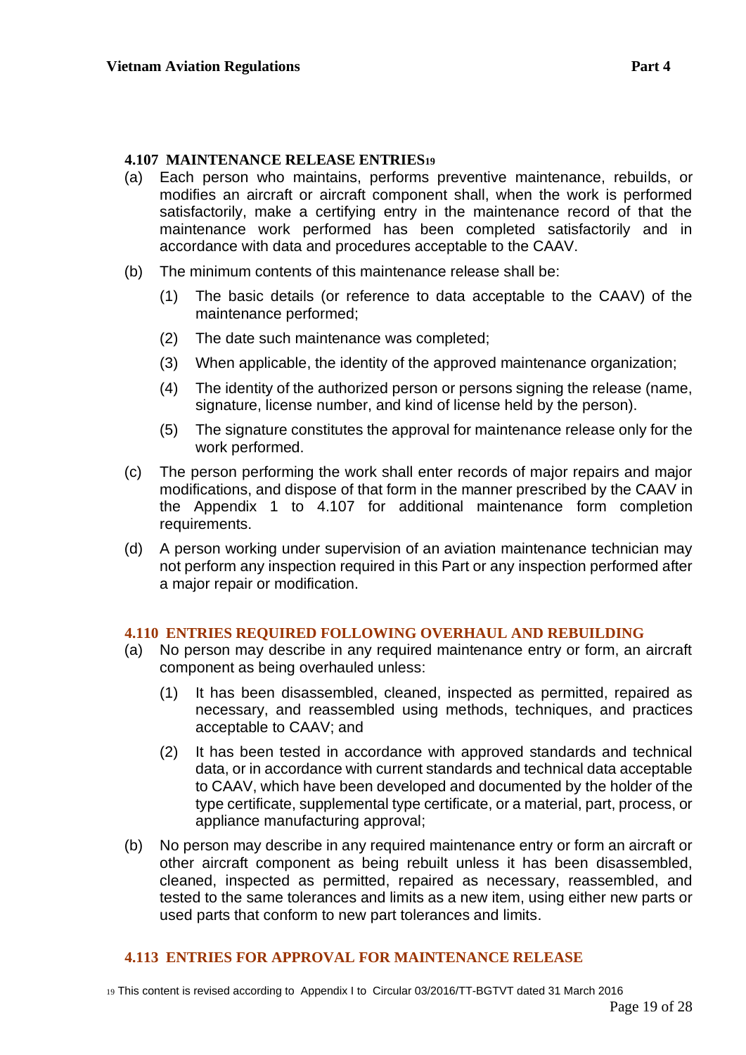### 4.107 MAINTENANCE RELEASE ENTRIES[19]

(a) Each person who maintains, performs preventive maintenance, rebuilds, or modifies an aircraft or aircraft component shall, when the work is performed satisfactorily, make a certifying entry in the maintenance record of that the maintenance work performed has been completed satisfactorily and in accordance with data and procedures acceptable to the CAAV.

(b) The minimum contents of this maintenance release shall be:

(1) The basic details (or reference to data acceptable to the CAAV) of the maintenance performed;

(2) The date such maintenance was completed;

(3) When applicable, the identity of the approved maintenance organization;

(4) The identity of the authorized person or persons signing the release (name, signature, license number, and kind of license held by the person).

(5) The signature constitutes the approval for maintenance release only for the work performed.

(c) The person performing the work shall enter records of major repairs and major modifications, and dispose of that form in the manner prescribed by the CAAV in the Appendix 1 to 4.107 for additional maintenance form completion requirements.

(d) A person working under supervision of an aviation maintenance technician may not perform any inspection required in this Part or any inspection performed after a major repair or modification.

### 4.110 ENTRIES REQUIRED FOLLOWING OVERHAUL AND REBUILDING

(a) No person may describe in any required maintenance entry or form, an aircraft component as being overhauled unless:

(1) It has been disassembled, cleaned, inspected as permitted, repaired as necessary, and reassembled using methods, techniques, and practices acceptable to CAAV; and

(2) It has been tested in accordance with approved standards and technical data, or in accordance with current standards and technical data acceptable to CAAV, which have been developed and documented by the holder of the type certificate, supplemental type certificate, or a material, part, process, or appliance manufacturing approval;

(b) No person may describe in any required maintenance entry or form an aircraft or other aircraft component as being rebuilt unless it has been disassembled, cleaned, inspected as permitted, repaired as necessary, reassembled, and tested to the same tolerances and limits as a new item, using either new parts or used parts that conform to new part tolerances and limits.

### 4.113 ENTRIES FOR APPROVAL FOR MAINTENANCE RELEASE

[19] This content is revised according to Appendix I to Circular 03/2016/TT-BGTVT dated 31 March 2016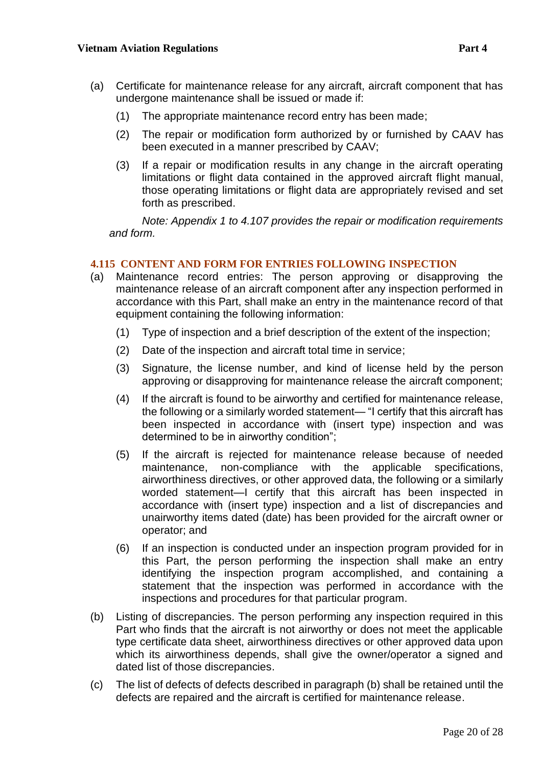(a) Certificate for maintenance release for any aircraft, aircraft component that has undergone maintenance shall be issued or made if:

(1) The appropriate maintenance record entry has been made;

(2) The repair or modification form authorized by or furnished by CAAV has been executed in a manner prescribed by CAAV;

(3) If a repair or modification results in any change in the aircraft operating limitations or flight data contained in the approved aircraft flight manual, those operating limitations or flight data are appropriately revised and set forth as prescribed.

*Note: Appendix 1 to 4.107 provides the repair or modification requirements and form.*

### 4.115 CONTENT AND FORM FOR ENTRIES FOLLOWING INSPECTION

(a) Maintenance record entries: The person approving or disapproving the maintenance release of an aircraft component after any inspection performed in accordance with this Part, shall make an entry in the maintenance record of that equipment containing the following information:

(1) Type of inspection and a brief description of the extent of the inspection;

(2) Date of the inspection and aircraft total time in service;

(3) Signature, the license number, and kind of license held by the person approving or disapproving for maintenance release the aircraft component;

(4) If the aircraft is found to be airworthy and certified for maintenance release, the following or a similarly worded statement— "I certify that this aircraft has been inspected in accordance with (insert type) inspection and was determined to be in airworthy condition";

(5) If the aircraft is rejected for maintenance release because of needed maintenance, non-compliance with the applicable specifications, airworthiness directives, or other approved data, the following or a similarly worded statement—I certify that this aircraft has been inspected in accordance with (insert type) inspection and a list of discrepancies and unairworthy items dated (date) has been provided for the aircraft owner or operator; and

(6) If an inspection is conducted under an inspection program provided for in this Part, the person performing the inspection shall make an entry identifying the inspection program accomplished, and containing a statement that the inspection was performed in accordance with the inspections and procedures for that particular program.

(b) Listing of discrepancies. The person performing any inspection required in this Part who finds that the aircraft is not airworthy or does not meet the applicable type certificate data sheet, airworthiness directives or other approved data upon which its airworthiness depends, shall give the owner/operator a signed and dated list of those discrepancies.

(c) The list of defects of defects described in paragraph (b) shall be retained until the defects are repaired and the aircraft is certified for maintenance release.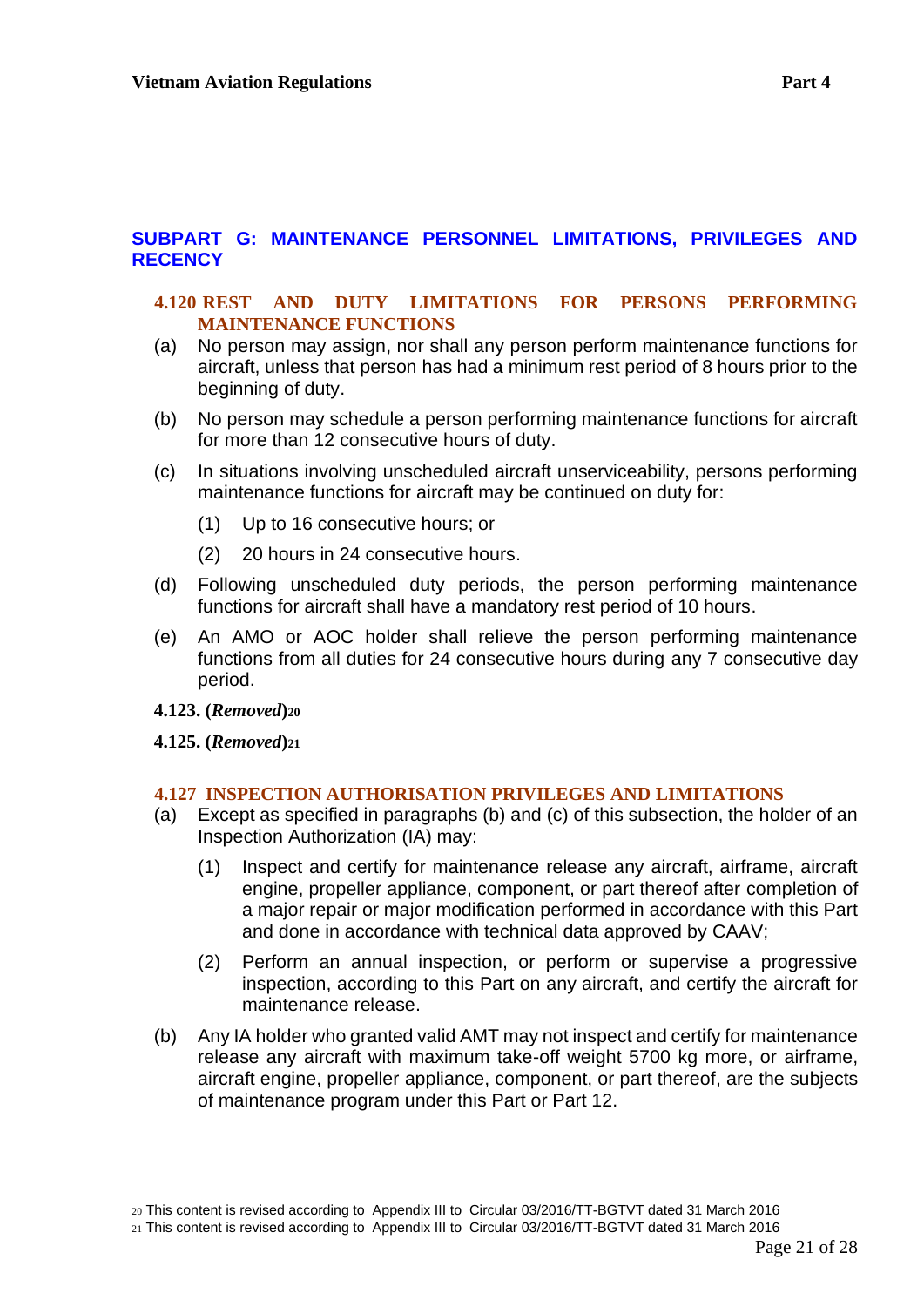## SUBPART G: MAINTENANCE PERSONNEL LIMITATIONS, PRIVILEGES AND RECENCY

### 4.120 REST AND DUTY LIMITATIONS FOR PERSONS PERFORMING MAINTENANCE FUNCTIONS

(a) No person may assign, nor shall any person perform maintenance functions for aircraft, unless that person has had a minimum rest period of 8 hours prior to the beginning of duty.

(b) No person may schedule a person performing maintenance functions for aircraft for more than 12 consecutive hours of duty.

(c) In situations involving unscheduled aircraft unserviceability, persons performing maintenance functions for aircraft may be continued on duty for:

  (1) Up to 16 consecutive hours; or

  (2) 20 hours in 24 consecutive hours.

(d) Following unscheduled duty periods, the person performing maintenance functions for aircraft shall have a mandatory rest period of 10 hours.

(e) An AMO or AOC holder shall relieve the person performing maintenance functions from all duties for 24 consecutive hours during any 7 consecutive day period.

**4.123. (*Removed*)**[20]

**4.125. (*Removed*)**[21]

### 4.127 INSPECTION AUTHORISATION PRIVILEGES AND LIMITATIONS

(a) Except as specified in paragraphs (b) and (c) of this subsection, the holder of an Inspection Authorization (IA) may:

  (1) Inspect and certify for maintenance release any aircraft, airframe, aircraft engine, propeller appliance, component, or part thereof after completion of a major repair or major modification performed in accordance with this Part and done in accordance with technical data approved by CAAV;

  (2) Perform an annual inspection, or perform or supervise a progressive inspection, according to this Part on any aircraft, and certify the aircraft for maintenance release.

(b) Any IA holder who granted valid AMT may not inspect and certify for maintenance release any aircraft with maximum take-off weight 5700 kg more, or airframe, aircraft engine, propeller appliance, component, or part thereof, are the subjects of maintenance program under this Part or Part 12.

---

[20] This content is revised according to Appendix III to Circular 03/2016/TT-BGTVT dated 31 March 2016

[21] This content is revised according to Appendix III to Circular 03/2016/TT-BGTVT dated 31 March 2016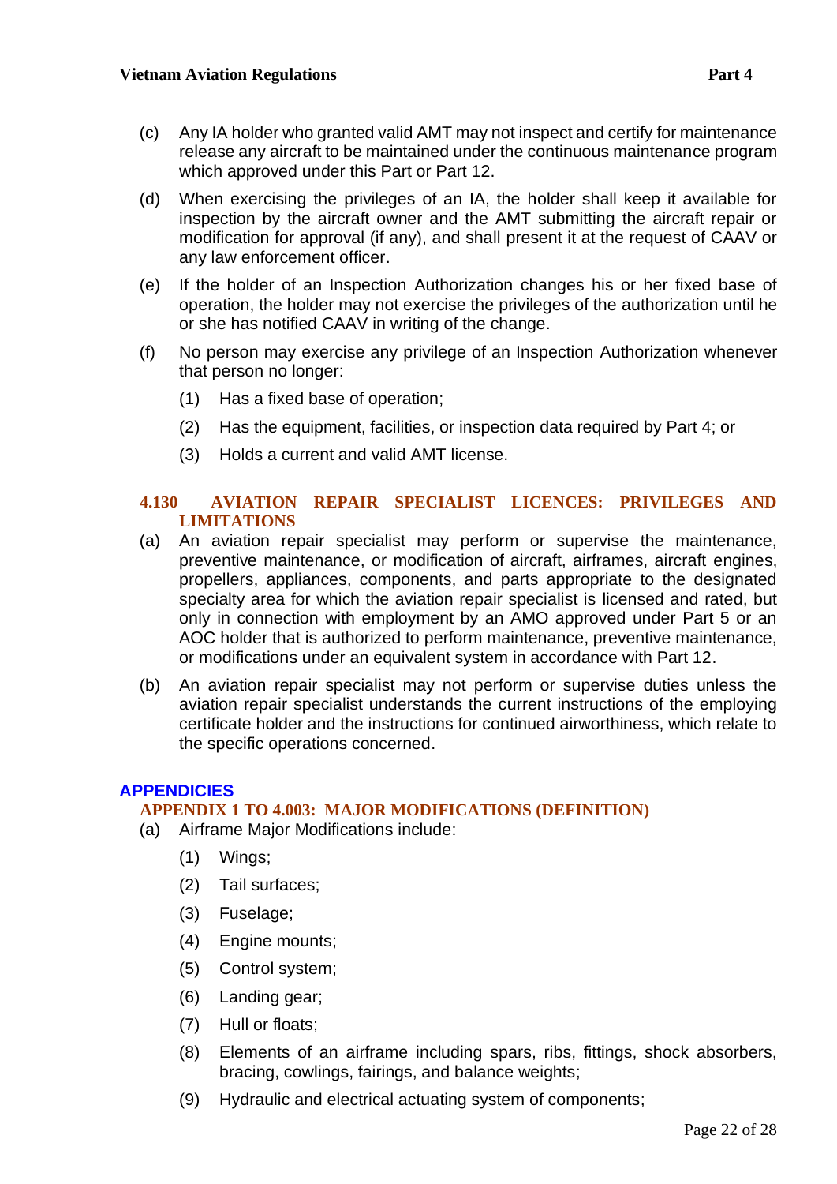(c) Any IA holder who granted valid AMT may not inspect and certify for maintenance release any aircraft to be maintained under the continuous maintenance program which approved under this Part or Part 12.

(d) When exercising the privileges of an IA, the holder shall keep it available for inspection by the aircraft owner and the AMT submitting the aircraft repair or modification for approval (if any), and shall present it at the request of CAAV or any law enforcement officer.

(e) If the holder of an Inspection Authorization changes his or her fixed base of operation, the holder may not exercise the privileges of the authorization until he or she has notified CAAV in writing of the change.

(f) No person may exercise any privilege of an Inspection Authorization whenever that person no longer:

  (1) Has a fixed base of operation;

  (2) Has the equipment, facilities, or inspection data required by Part 4; or

  (3) Holds a current and valid AMT license.

### 4.130 AVIATION REPAIR SPECIALIST LICENCES: PRIVILEGES AND LIMITATIONS

(a) An aviation repair specialist may perform or supervise the maintenance, preventive maintenance, or modification of aircraft, airframes, aircraft engines, propellers, appliances, components, and parts appropriate to the designated specialty area for which the aviation repair specialist is licensed and rated, but only in connection with employment by an AMO approved under Part 5 or an AOC holder that is authorized to perform maintenance, preventive maintenance, or modifications under an equivalent system in accordance with Part 12.

(b) An aviation repair specialist may not perform or supervise duties unless the aviation repair specialist understands the current instructions of the employing certificate holder and the instructions for continued airworthiness, which relate to the specific operations concerned.

## APPENDICIES

### APPENDIX 1 TO 4.003: MAJOR MODIFICATIONS (DEFINITION)

(a) Airframe Major Modifications include:

  (1) Wings;

  (2) Tail surfaces;

  (3) Fuselage;

  (4) Engine mounts;

  (5) Control system;

  (6) Landing gear;

  (7) Hull or floats;

  (8) Elements of an airframe including spars, ribs, fittings, shock absorbers, bracing, cowlings, fairings, and balance weights;

  (9) Hydraulic and electrical actuating system of components;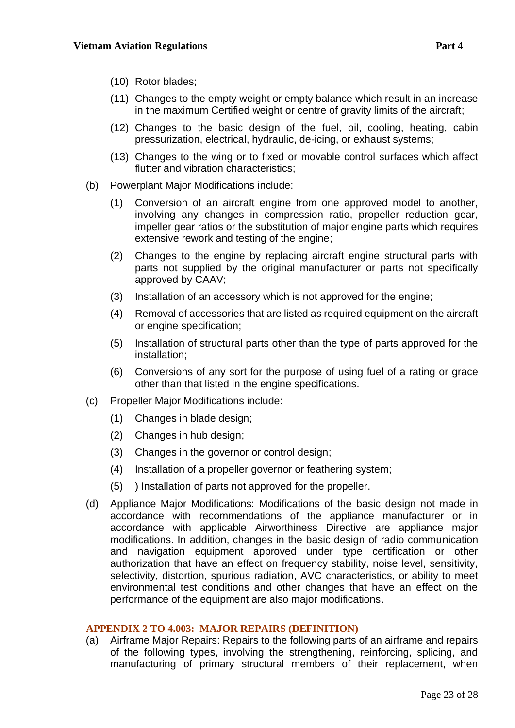(10) Rotor blades;

(11) Changes to the empty weight or empty balance which result in an increase in the maximum Certified weight or centre of gravity limits of the aircraft;

(12) Changes to the basic design of the fuel, oil, cooling, heating, cabin pressurization, electrical, hydraulic, de-icing, or exhaust systems;

(13) Changes to the wing or to fixed or movable control surfaces which affect flutter and vibration characteristics;

(b) Powerplant Major Modifications include:

(1) Conversion of an aircraft engine from one approved model to another, involving any changes in compression ratio, propeller reduction gear, impeller gear ratios or the substitution of major engine parts which requires extensive rework and testing of the engine;

(2) Changes to the engine by replacing aircraft engine structural parts with parts not supplied by the original manufacturer or parts not specifically approved by CAAV;

(3) Installation of an accessory which is not approved for the engine;

(4) Removal of accessories that are listed as required equipment on the aircraft or engine specification;

(5) Installation of structural parts other than the type of parts approved for the installation;

(6) Conversions of any sort for the purpose of using fuel of a rating or grace other than that listed in the engine specifications.

(c) Propeller Major Modifications include:

(1) Changes in blade design;

(2) Changes in hub design;

(3) Changes in the governor or control design;

(4) Installation of a propeller governor or feathering system;

(5) ) Installation of parts not approved for the propeller.

(d) Appliance Major Modifications: Modifications of the basic design not made in accordance with recommendations of the appliance manufacturer or in accordance with applicable Airworthiness Directive are appliance major modifications. In addition, changes in the basic design of radio communication and navigation equipment approved under type certification or other authorization that have an effect on frequency stability, noise level, sensitivity, selectivity, distortion, spurious radiation, AVC characteristics, or ability to meet environmental test conditions and other changes that have an effect on the performance of the equipment are also major modifications.

## APPENDIX 2 TO 4.003: MAJOR REPAIRS (DEFINITION)

(a) Airframe Major Repairs: Repairs to the following parts of an airframe and repairs of the following types, involving the strengthening, reinforcing, splicing, and manufacturing of primary structural members of their replacement, when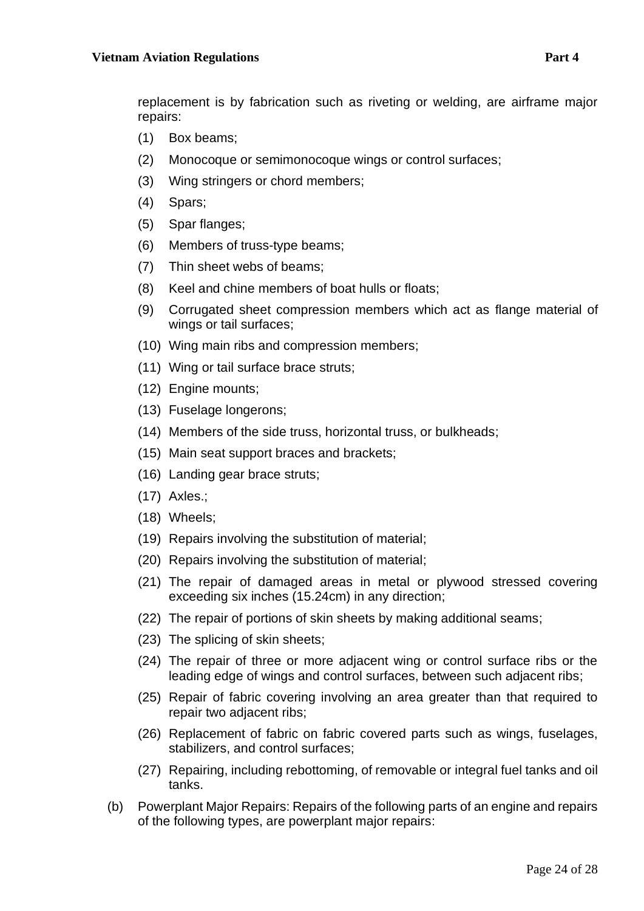replacement is by fabrication such as riveting or welding, are airframe major repairs:

(1) Box beams;

(2) Monocoque or semimonocoque wings or control surfaces;

(3) Wing stringers or chord members;

(4) Spars;

(5) Spar flanges;

(6) Members of truss-type beams;

(7) Thin sheet webs of beams;

(8) Keel and chine members of boat hulls or floats;

(9) Corrugated sheet compression members which act as flange material of wings or tail surfaces;

(10) Wing main ribs and compression members;

(11) Wing or tail surface brace struts;

(12) Engine mounts;

(13) Fuselage longerons;

(14) Members of the side truss, horizontal truss, or bulkheads;

(15) Main seat support braces and brackets;

(16) Landing gear brace struts;

(17) Axles.;

(18) Wheels;

(19) Repairs involving the substitution of material;

(20) Repairs involving the substitution of material;

(21) The repair of damaged areas in metal or plywood stressed covering exceeding six inches (15.24cm) in any direction;

(22) The repair of portions of skin sheets by making additional seams;

(23) The splicing of skin sheets;

(24) The repair of three or more adjacent wing or control surface ribs or the leading edge of wings and control surfaces, between such adjacent ribs;

(25) Repair of fabric covering involving an area greater than that required to repair two adjacent ribs;

(26) Replacement of fabric on fabric covered parts such as wings, fuselages, stabilizers, and control surfaces;

(27) Repairing, including rebottoming, of removable or integral fuel tanks and oil tanks.

(b) Powerplant Major Repairs: Repairs of the following parts of an engine and repairs of the following types, are powerplant major repairs: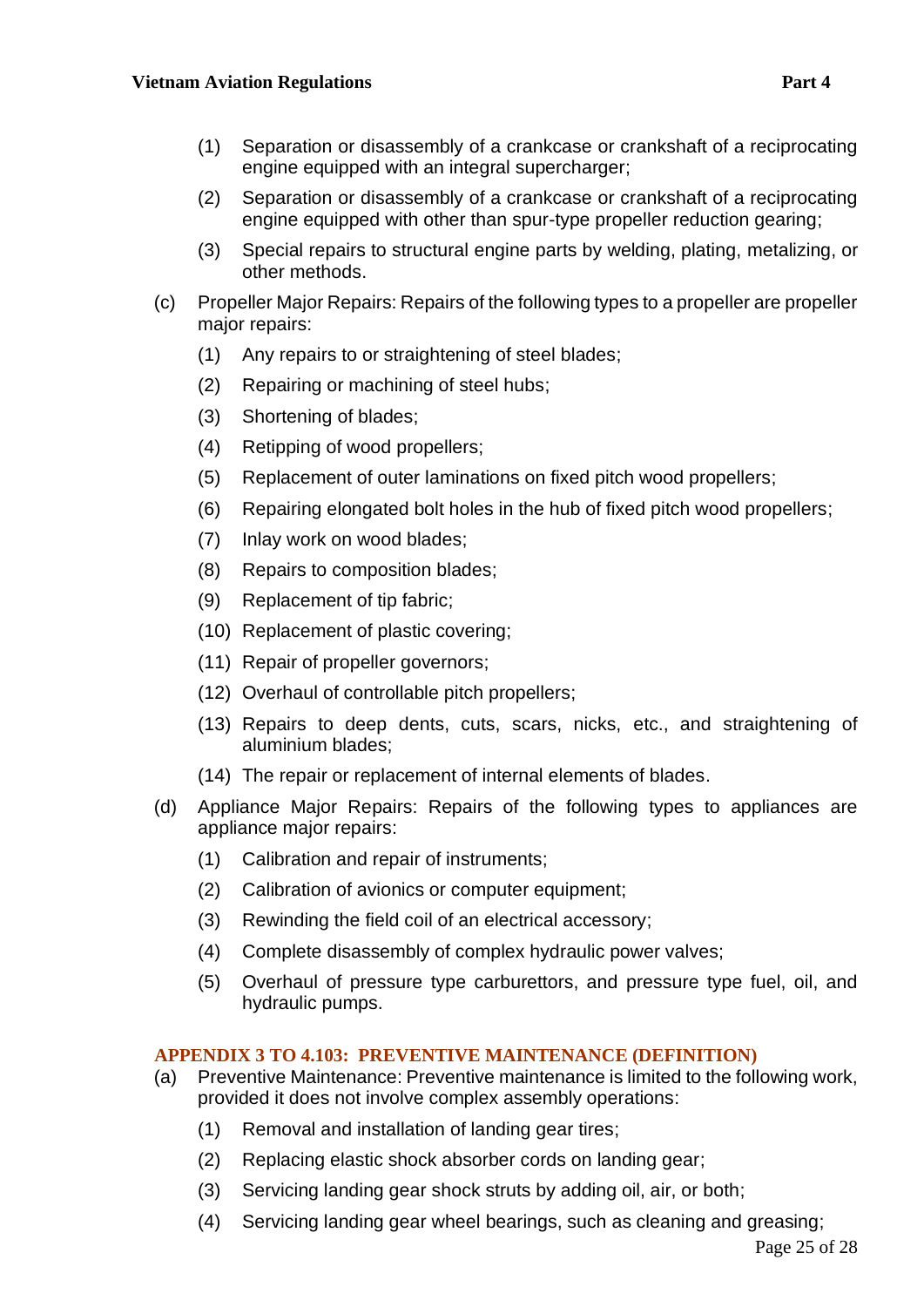(1) Separation or disassembly of a crankcase or crankshaft of a reciprocating engine equipped with an integral supercharger;

(2) Separation or disassembly of a crankcase or crankshaft of a reciprocating engine equipped with other than spur-type propeller reduction gearing;

(3) Special repairs to structural engine parts by welding, plating, metalizing, or other methods.

(c) Propeller Major Repairs: Repairs of the following types to a propeller are propeller major repairs:

(1) Any repairs to or straightening of steel blades;

(2) Repairing or machining of steel hubs;

(3) Shortening of blades;

(4) Retipping of wood propellers;

(5) Replacement of outer laminations on fixed pitch wood propellers;

(6) Repairing elongated bolt holes in the hub of fixed pitch wood propellers;

(7) Inlay work on wood blades;

(8) Repairs to composition blades;

(9) Replacement of tip fabric;

(10) Replacement of plastic covering;

(11) Repair of propeller governors;

(12) Overhaul of controllable pitch propellers;

(13) Repairs to deep dents, cuts, scars, nicks, etc., and straightening of aluminium blades;

(14) The repair or replacement of internal elements of blades.

(d) Appliance Major Repairs: Repairs of the following types to appliances are appliance major repairs:

(1) Calibration and repair of instruments;

(2) Calibration of avionics or computer equipment;

(3) Rewinding the field coil of an electrical accessory;

(4) Complete disassembly of complex hydraulic power valves;

(5) Overhaul of pressure type carburettors, and pressure type fuel, oil, and hydraulic pumps.

### APPENDIX 3 TO 4.103: PREVENTIVE MAINTENANCE (DEFINITION)

(a) Preventive Maintenance: Preventive maintenance is limited to the following work, provided it does not involve complex assembly operations:

(1) Removal and installation of landing gear tires;

(2) Replacing elastic shock absorber cords on landing gear;

(3) Servicing landing gear shock struts by adding oil, air, or both;

(4) Servicing landing gear wheel bearings, such as cleaning and greasing;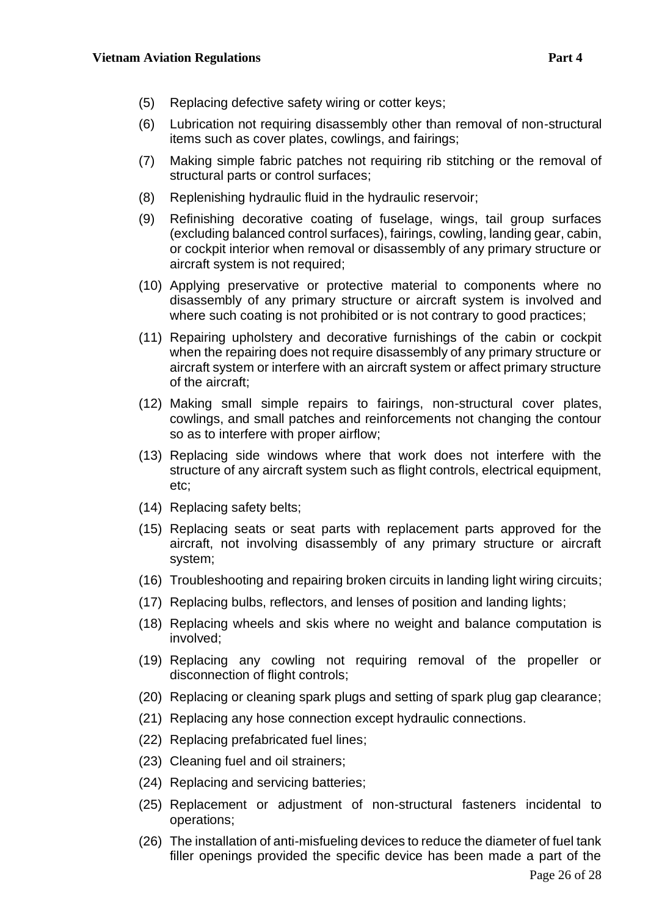(5) Replacing defective safety wiring or cotter keys;

(6) Lubrication not requiring disassembly other than removal of non-structural items such as cover plates, cowlings, and fairings;

(7) Making simple fabric patches not requiring rib stitching or the removal of structural parts or control surfaces;

(8) Replenishing hydraulic fluid in the hydraulic reservoir;

(9) Refinishing decorative coating of fuselage, wings, tail group surfaces (excluding balanced control surfaces), fairings, cowling, landing gear, cabin, or cockpit interior when removal or disassembly of any primary structure or aircraft system is not required;

(10) Applying preservative or protective material to components where no disassembly of any primary structure or aircraft system is involved and where such coating is not prohibited or is not contrary to good practices;

(11) Repairing upholstery and decorative furnishings of the cabin or cockpit when the repairing does not require disassembly of any primary structure or aircraft system or interfere with an aircraft system or affect primary structure of the aircraft;

(12) Making small simple repairs to fairings, non-structural cover plates, cowlings, and small patches and reinforcements not changing the contour so as to interfere with proper airflow;

(13) Replacing side windows where that work does not interfere with the structure of any aircraft system such as flight controls, electrical equipment, etc;

(14) Replacing safety belts;

(15) Replacing seats or seat parts with replacement parts approved for the aircraft, not involving disassembly of any primary structure or aircraft system;

(16) Troubleshooting and repairing broken circuits in landing light wiring circuits;

(17) Replacing bulbs, reflectors, and lenses of position and landing lights;

(18) Replacing wheels and skis where no weight and balance computation is involved;

(19) Replacing any cowling not requiring removal of the propeller or disconnection of flight controls;

(20) Replacing or cleaning spark plugs and setting of spark plug gap clearance;

(21) Replacing any hose connection except hydraulic connections.

(22) Replacing prefabricated fuel lines;

(23) Cleaning fuel and oil strainers;

(24) Replacing and servicing batteries;

(25) Replacement or adjustment of non-structural fasteners incidental to operations;

(26) The installation of anti-misfueling devices to reduce the diameter of fuel tank filler openings provided the specific device has been made a part of the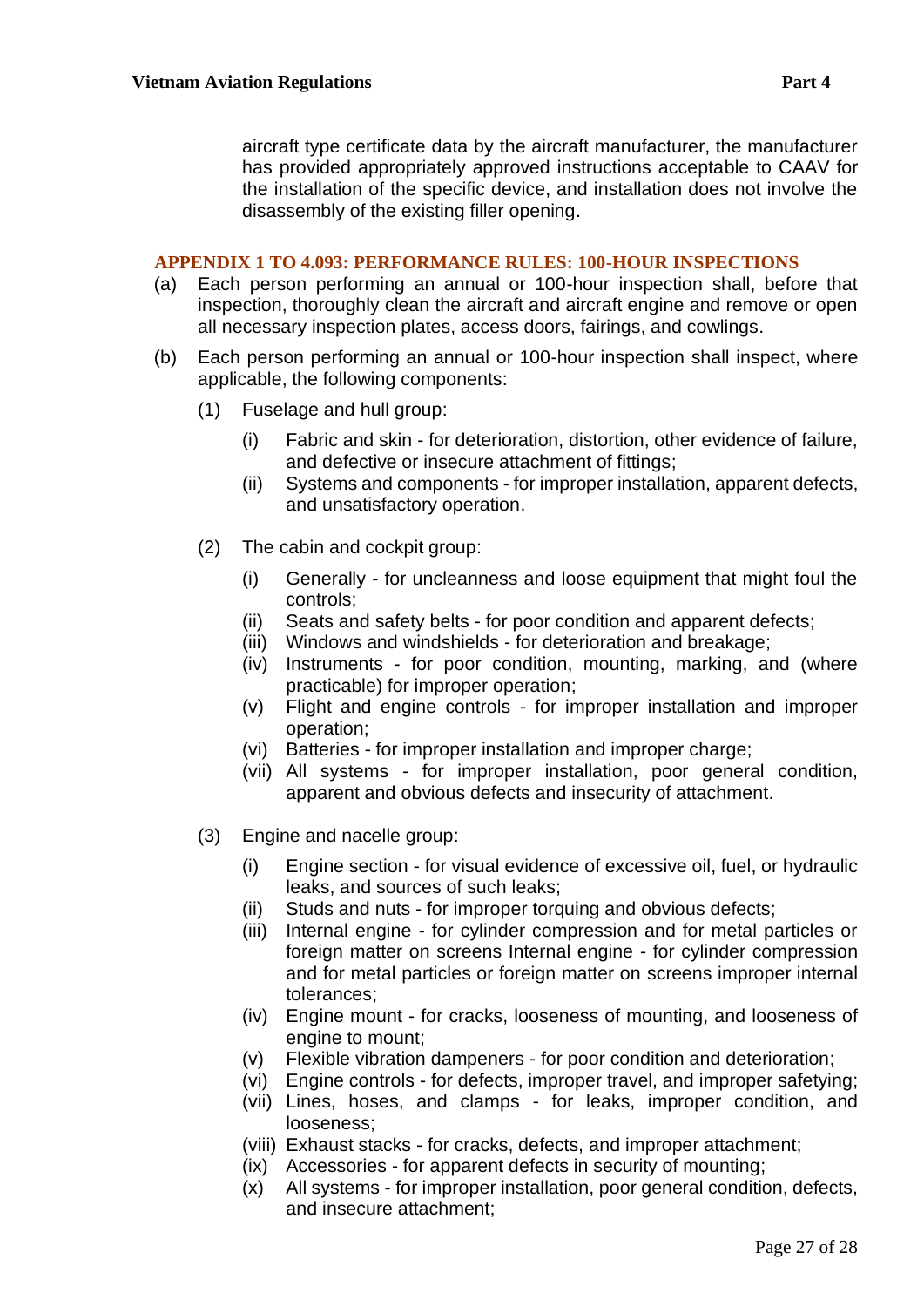aircraft type certificate data by the aircraft manufacturer, the manufacturer has provided appropriately approved instructions acceptable to CAAV for the installation of the specific device, and installation does not involve the disassembly of the existing filler opening.

### APPENDIX 1 TO 4.093: PERFORMANCE RULES: 100-HOUR INSPECTIONS

(a) Each person performing an annual or 100-hour inspection shall, before that inspection, thoroughly clean the aircraft and aircraft engine and remove or open all necessary inspection plates, access doors, fairings, and cowlings.

(b) Each person performing an annual or 100-hour inspection shall inspect, where applicable, the following components:

(1) Fuselage and hull group:

(i) Fabric and skin - for deterioration, distortion, other evidence of failure, and defective or insecure attachment of fittings;

(ii) Systems and components - for improper installation, apparent defects, and unsatisfactory operation.

(2) The cabin and cockpit group:

(i) Generally - for uncleanness and loose equipment that might foul the controls;

(ii) Seats and safety belts - for poor condition and apparent defects;

(iii) Windows and windshields - for deterioration and breakage;

(iv) Instruments - for poor condition, mounting, marking, and (where practicable) for improper operation;

(v) Flight and engine controls - for improper installation and improper operation;

(vi) Batteries - for improper installation and improper charge;

(vii) All systems - for improper installation, poor general condition, apparent and obvious defects and insecurity of attachment.

(3) Engine and nacelle group:

(i) Engine section - for visual evidence of excessive oil, fuel, or hydraulic leaks, and sources of such leaks;

(ii) Studs and nuts - for improper torquing and obvious defects;

(iii) Internal engine - for cylinder compression and for metal particles or foreign matter on screens Internal engine - for cylinder compression and for metal particles or foreign matter on screens improper internal tolerances;

(iv) Engine mount - for cracks, looseness of mounting, and looseness of engine to mount;

(v) Flexible vibration dampeners - for poor condition and deterioration;

(vi) Engine controls - for defects, improper travel, and improper safetying;

(vii) Lines, hoses, and clamps - for leaks, improper condition, and looseness;

(viii) Exhaust stacks - for cracks, defects, and improper attachment;

(ix) Accessories - for apparent defects in security of mounting;

(x) All systems - for improper installation, poor general condition, defects, and insecure attachment;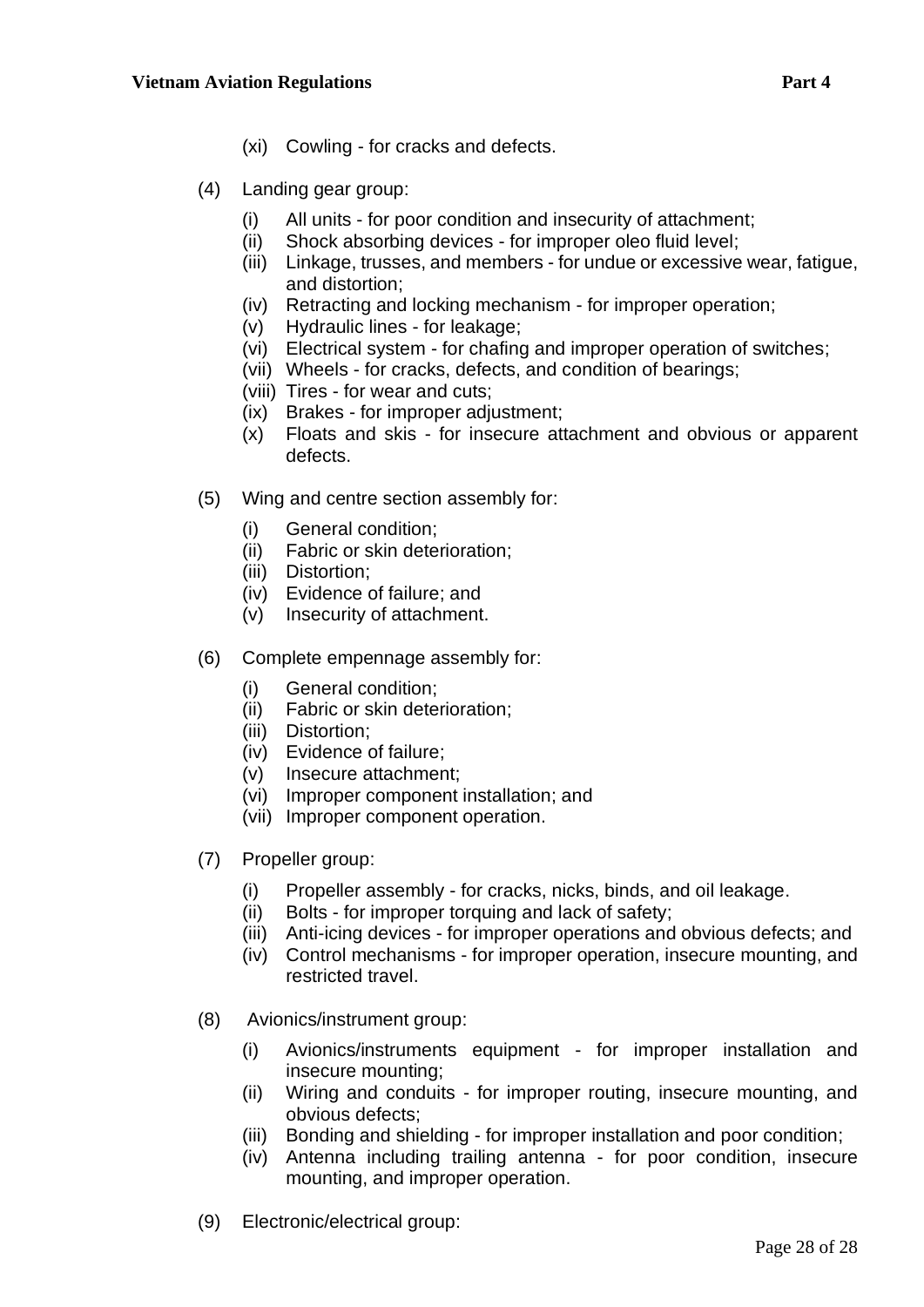(xi) Cowling - for cracks and defects.

(4) Landing gear group:

(i) All units - for poor condition and insecurity of attachment;
(ii) Shock absorbing devices - for improper oleo fluid level;
(iii) Linkage, trusses, and members - for undue or excessive wear, fatigue, and distortion;
(iv) Retracting and locking mechanism - for improper operation;
(v) Hydraulic lines - for leakage;
(vi) Electrical system - for chafing and improper operation of switches;
(vii) Wheels - for cracks, defects, and condition of bearings;
(viii) Tires - for wear and cuts;
(ix) Brakes - for improper adjustment;
(x) Floats and skis - for insecure attachment and obvious or apparent defects.

(5) Wing and centre section assembly for:

(i) General condition;
(ii) Fabric or skin deterioration;
(iii) Distortion;
(iv) Evidence of failure; and
(v) Insecurity of attachment.

(6) Complete empennage assembly for:

(i) General condition;
(ii) Fabric or skin deterioration;
(iii) Distortion;
(iv) Evidence of failure;
(v) Insecure attachment;
(vi) Improper component installation; and
(vii) Improper component operation.

(7) Propeller group:

(i) Propeller assembly - for cracks, nicks, binds, and oil leakage.
(ii) Bolts - for improper torquing and lack of safety;
(iii) Anti-icing devices - for improper operations and obvious defects; and
(iv) Control mechanisms - for improper operation, insecure mounting, and restricted travel.

(8) Avionics/instrument group:

(i) Avionics/instruments equipment - for improper installation and insecure mounting;
(ii) Wiring and conduits - for improper routing, insecure mounting, and obvious defects;
(iii) Bonding and shielding - for improper installation and poor condition;
(iv) Antenna including trailing antenna - for poor condition, insecure mounting, and improper operation.

(9) Electronic/electrical group: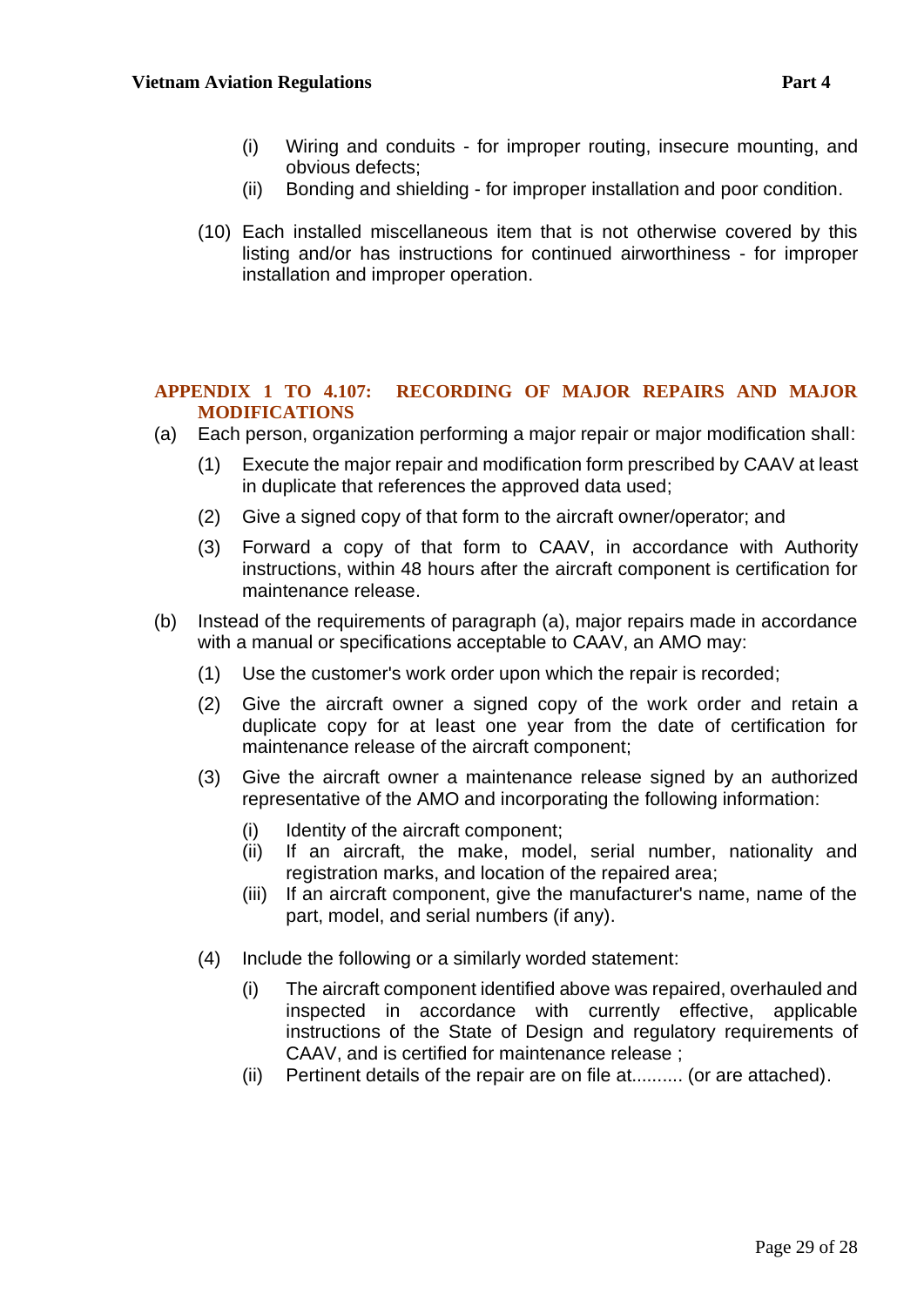(i) Wiring and conduits - for improper routing, insecure mounting, and obvious defects;

(ii) Bonding and shielding - for improper installation and poor condition.

(10) Each installed miscellaneous item that is not otherwise covered by this listing and/or has instructions for continued airworthiness - for improper installation and improper operation.

## APPENDIX 1 TO 4.107: RECORDING OF MAJOR REPAIRS AND MAJOR MODIFICATIONS

(a) Each person, organization performing a major repair or major modification shall:

(1) Execute the major repair and modification form prescribed by CAAV at least in duplicate that references the approved data used;

(2) Give a signed copy of that form to the aircraft owner/operator; and

(3) Forward a copy of that form to CAAV, in accordance with Authority instructions, within 48 hours after the aircraft component is certification for maintenance release.

(b) Instead of the requirements of paragraph (a), major repairs made in accordance with a manual or specifications acceptable to CAAV, an AMO may:

(1) Use the customer's work order upon which the repair is recorded;

(2) Give the aircraft owner a signed copy of the work order and retain a duplicate copy for at least one year from the date of certification for maintenance release of the aircraft component;

(3) Give the aircraft owner a maintenance release signed by an authorized representative of the AMO and incorporating the following information:

(i) Identity of the aircraft component;

(ii) If an aircraft, the make, model, serial number, nationality and registration marks, and location of the repaired area;

(iii) If an aircraft component, give the manufacturer's name, name of the part, model, and serial numbers (if any).

(4) Include the following or a similarly worded statement:

(i) The aircraft component identified above was repaired, overhauled and inspected in accordance with currently effective, applicable instructions of the State of Design and regulatory requirements of CAAV, and is certified for maintenance release ;

(ii) Pertinent details of the repair are on file at.......... (or are attached).